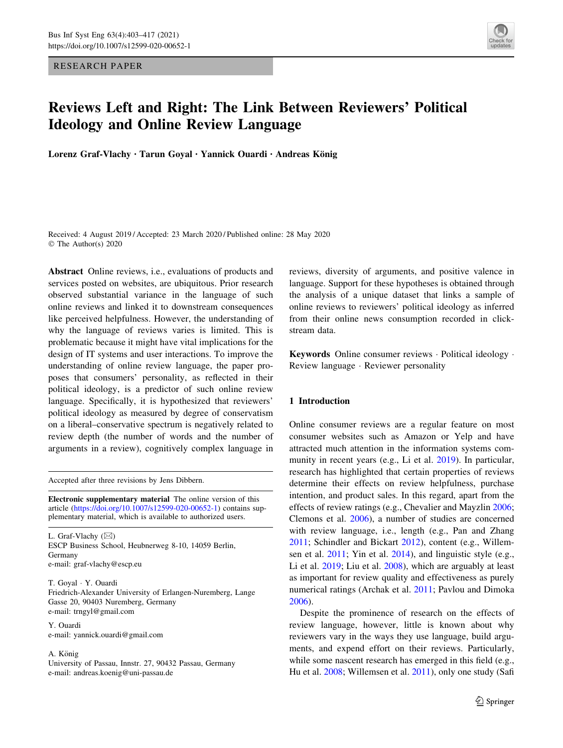RESEARCH PAPER

# Reviews Left and Right: The Link Between Reviewers' Political Ideology and Online Review Language

**Lorenz Graf-Vlachy · Tarun Goyal · Yannick Ouardi · Andreas König**

Received: 4 August 2019 / Accepted: 23 March 2020 / Published online: 28 May 2020
© The Author(s) 2020

**Abstract** Online reviews, i.e., evaluations of products and services posted on websites, are ubiquitous. Prior research observed substantial variance in the language of such online reviews and linked it to downstream consequences like perceived helpfulness. However, the understanding of why the language of reviews varies is limited. This is problematic because it might have vital implications for the design of IT systems and user interactions. To improve the understanding of online review language, the paper proposes that consumers' personality, as reflected in their political ideology, is a predictor of such online review language. Specifically, it is hypothesized that reviewers' political ideology as measured by degree of conservatism on a liberal–conservative spectrum is negatively related to review depth (the number of words and the number of arguments in a review), cognitively complex language in reviews, diversity of arguments, and positive valence in language. Support for these hypotheses is obtained through the analysis of a unique dataset that links a sample of online reviews to reviewers' political ideology as inferred from their online news consumption recorded in clickstream data.

**Keywords** Online consumer reviews · Political ideology · Review language · Reviewer personality

Accepted after three revisions by Jens Dibbern.

**Electronic supplementary material** The online version of this article (https://doi.org/10.1007/s12599-020-00652-1) contains supplementary material, which is available to authorized users.

L. Graf-Vlachy (✉)
ESCP Business School, Heubnerweg 8-10, 14059 Berlin, Germany
e-mail: graf-vlachy@escp.eu

T. Goyal · Y. Ouardi
Friedrich-Alexander University of Erlangen-Nuremberg, Lange Gasse 20, 90403 Nuremberg, Germany
e-mail: trngyl@gmail.com

Y. Ouardi
e-mail: yannick.ouardi@gmail.com

A. König
University of Passau, Innstr. 27, 90432 Passau, Germany
e-mail: andreas.koenig@uni-passau.de

## 1 Introduction

Online consumer reviews are a regular feature on most consumer websites such as Amazon or Yelp and have attracted much attention in the information systems community in recent years (e.g., Li et al. 2019). In particular, research has highlighted that certain properties of reviews determine their effects on review helpfulness, purchase intention, and product sales. In this regard, apart from the effects of review ratings (e.g., Chevalier and Mayzlin 2006; Clemons et al. 2006), a number of studies are concerned with review language, i.e., length (e.g., Pan and Zhang 2011; Schindler and Bickart 2012), content (e.g., Willemsen et al. 2011; Yin et al. 2014), and linguistic style (e.g., Li et al. 2019; Liu et al. 2008), which are arguably at least as important for review quality and effectiveness as purely numerical ratings (Archak et al. 2011; Pavlou and Dimoka 2006).

Despite the prominence of research on the effects of review language, however, little is known about why reviewers vary in the ways they use language, build arguments, and expend effort on their reviews. Particularly, while some nascent research has emerged in this field (e.g., Hu et al. 2008; Willemsen et al. 2011), only one study (Safi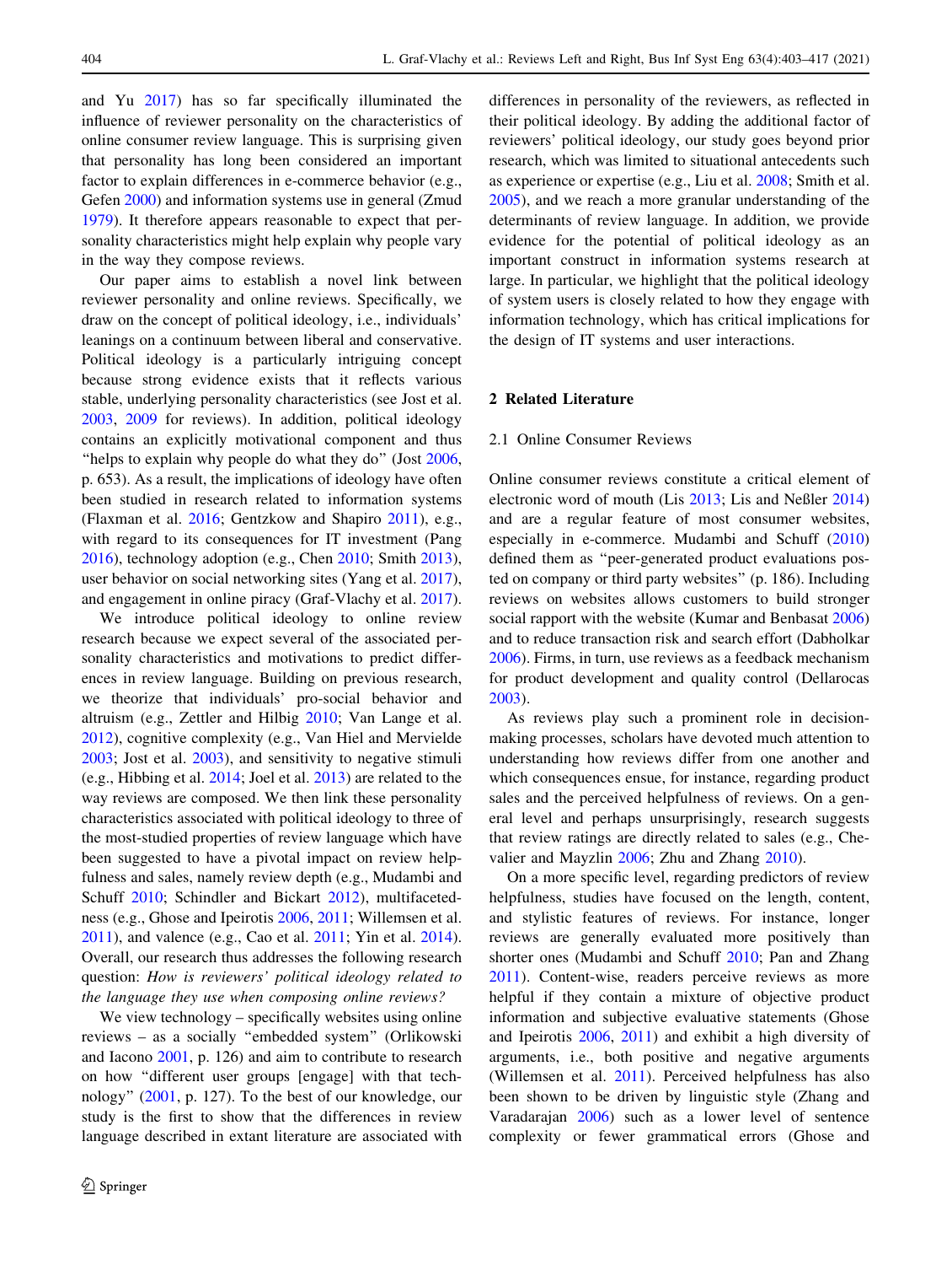and Yu 2017) has so far specifically illuminated the influence of reviewer personality on the characteristics of online consumer review language. This is surprising given that personality has long been considered an important factor to explain differences in e-commerce behavior (e.g., Gefen 2000) and information systems use in general (Zmud 1979). It therefore appears reasonable to expect that personality characteristics might help explain why people vary in the way they compose reviews.

Our paper aims to establish a novel link between reviewer personality and online reviews. Specifically, we draw on the concept of political ideology, i.e., individuals' leanings on a continuum between liberal and conservative. Political ideology is a particularly intriguing concept because strong evidence exists that it reflects various stable, underlying personality characteristics (see Jost et al. 2003, 2009 for reviews). In addition, political ideology contains an explicitly motivational component and thus "helps to explain why people do what they do" (Jost 2006, p. 653). As a result, the implications of ideology have often been studied in research related to information systems (Flaxman et al. 2016; Gentzkow and Shapiro 2011), e.g., with regard to its consequences for IT investment (Pang 2016), technology adoption (e.g., Chen 2010; Smith 2013), user behavior on social networking sites (Yang et al. 2017), and engagement in online piracy (Graf-Vlachy et al. 2017).

We introduce political ideology to online review research because we expect several of the associated personality characteristics and motivations to predict differences in review language. Building on previous research, we theorize that individuals' pro-social behavior and altruism (e.g., Zettler and Hilbig 2010; Van Lange et al. 2012), cognitive complexity (e.g., Van Hiel and Mervielde 2003; Jost et al. 2003), and sensitivity to negative stimuli (e.g., Hibbing et al. 2014; Joel et al. 2013) are related to the way reviews are composed. We then link these personality characteristics associated with political ideology to three of the most-studied properties of review language which have been suggested to have a pivotal impact on review helpfulness and sales, namely review depth (e.g., Mudambi and Schuff 2010; Schindler and Bickart 2012), multifacetedness (e.g., Ghose and Ipeirotis 2006, 2011; Willemsen et al. 2011), and valence (e.g., Cao et al. 2011; Yin et al. 2014). Overall, our research thus addresses the following research question: *How is reviewers' political ideology related to the language they use when composing online reviews?*

We view technology – specifically websites using online reviews – as a socially "embedded system" (Orlikowski and Iacono 2001, p. 126) and aim to contribute to research on how "different user groups [engage] with that technology" (2001, p. 127). To the best of our knowledge, our study is the first to show that the differences in review language described in extant literature are associated with differences in personality of the reviewers, as reflected in their political ideology. By adding the additional factor of reviewers' political ideology, our study goes beyond prior research, which was limited to situational antecedents such as experience or expertise (e.g., Liu et al. 2008; Smith et al. 2005), and we reach a more granular understanding of the determinants of review language. In addition, we provide evidence for the potential of political ideology as an important construct in information systems research at large. In particular, we highlight that the political ideology of system users is closely related to how they engage with information technology, which has critical implications for the design of IT systems and user interactions.

## 2 Related Literature

### 2.1 Online Consumer Reviews

Online consumer reviews constitute a critical element of electronic word of mouth (Lis 2013; Lis and Neßler 2014) and are a regular feature of most consumer websites, especially in e-commerce. Mudambi and Schuff (2010) defined them as "peer-generated product evaluations posted on company or third party websites" (p. 186). Including reviews on websites allows customers to build stronger social rapport with the website (Kumar and Benbasat 2006) and to reduce transaction risk and search effort (Dabholkar 2006). Firms, in turn, use reviews as a feedback mechanism for product development and quality control (Dellarocas 2003).

As reviews play such a prominent role in decision-making processes, scholars have devoted much attention to understanding how reviews differ from one another and which consequences ensue, for instance, regarding product sales and the perceived helpfulness of reviews. On a general level and perhaps unsurprisingly, research suggests that review ratings are directly related to sales (e.g., Chevalier and Mayzlin 2006; Zhu and Zhang 2010).

On a more specific level, regarding predictors of review helpfulness, studies have focused on the length, content, and stylistic features of reviews. For instance, longer reviews are generally evaluated more positively than shorter ones (Mudambi and Schuff 2010; Pan and Zhang 2011). Content-wise, readers perceive reviews as more helpful if they contain a mixture of objective product information and subjective evaluative statements (Ghose and Ipeirotis 2006, 2011) and exhibit a high diversity of arguments, i.e., both positive and negative arguments (Willemsen et al. 2011). Perceived helpfulness has also been shown to be driven by linguistic style (Zhang and Varadarajan 2006) such as a lower level of sentence complexity or fewer grammatical errors (Ghose and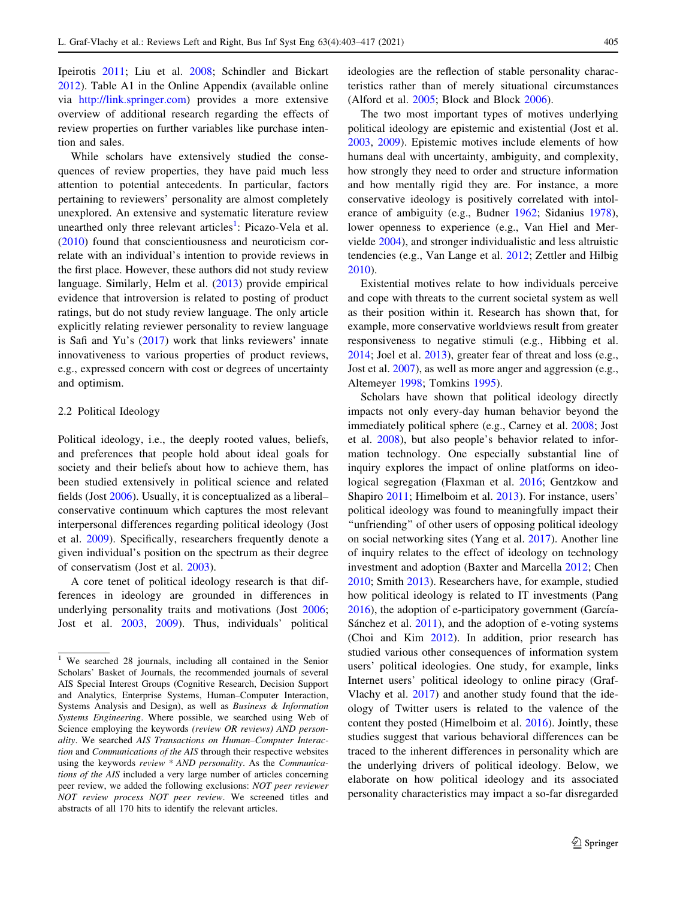Ipeirotis 2011; Liu et al. 2008; Schindler and Bickart 2012). Table A1 in the Online Appendix (available online via http://link.springer.com) provides a more extensive overview of additional research regarding the effects of review properties on further variables like purchase intention and sales.

While scholars have extensively studied the consequences of review properties, they have paid much less attention to potential antecedents. In particular, factors pertaining to reviewers' personality are almost completely unexplored. An extensive and systematic literature review unearthed only three relevant articles[1]: Picazo-Vela et al. (2010) found that conscientiousness and neuroticism correlate with an individual's intention to provide reviews in the first place. However, these authors did not study review language. Similarly, Helm et al. (2013) provide empirical evidence that introversion is related to posting of product ratings, but do not study review language. The only article explicitly relating reviewer personality to review language is Safi and Yu's (2017) work that links reviewers' innate innovativeness to various properties of product reviews, e.g., expressed concern with cost or degrees of uncertainty and optimism.

### 2.2 Political Ideology

Political ideology, i.e., the deeply rooted values, beliefs, and preferences that people hold about ideal goals for society and their beliefs about how to achieve them, has been studied extensively in political science and related fields (Jost 2006). Usually, it is conceptualized as a liberal–conservative continuum which captures the most relevant interpersonal differences regarding political ideology (Jost et al. 2009). Specifically, researchers frequently denote a given individual's position on the spectrum as their degree of conservatism (Jost et al. 2003).

A core tenet of political ideology research is that differences in ideology are grounded in differences in underlying personality traits and motivations (Jost 2006; Jost et al. 2003, 2009). Thus, individuals' political ideologies are the reflection of stable personality characteristics rather than of merely situational circumstances (Alford et al. 2005; Block and Block 2006).

The two most important types of motives underlying political ideology are epistemic and existential (Jost et al. 2003, 2009). Epistemic motives include elements of how humans deal with uncertainty, ambiguity, and complexity, how strongly they need to order and structure information and how mentally rigid they are. For instance, a more conservative ideology is positively correlated with intolerance of ambiguity (e.g., Budner 1962; Sidanius 1978), lower openness to experience (e.g., Van Hiel and Mervielde 2004), and stronger individualistic and less altruistic tendencies (e.g., Van Lange et al. 2012; Zettler and Hilbig 2010).

Existential motives relate to how individuals perceive and cope with threats to the current societal system as well as their position within it. Research has shown that, for example, more conservative worldviews result from greater responsiveness to negative stimuli (e.g., Hibbing et al. 2014; Joel et al. 2013), greater fear of threat and loss (e.g., Jost et al. 2007), as well as more anger and aggression (e.g., Altemeyer 1998; Tomkins 1995).

Scholars have shown that political ideology directly impacts not only every-day human behavior beyond the immediately political sphere (e.g., Carney et al. 2008; Jost et al. 2008), but also people's behavior related to information technology. One especially substantial line of inquiry explores the impact of online platforms on ideological segregation (Flaxman et al. 2016; Gentzkow and Shapiro 2011; Himelboim et al. 2013). For instance, users' political ideology was found to meaningfully impact their "unfriending" of other users of opposing political ideology on social networking sites (Yang et al. 2017). Another line of inquiry relates to the effect of ideology on technology investment and adoption (Baxter and Marcella 2012; Chen 2010; Smith 2013). Researchers have, for example, studied how political ideology is related to IT investments (Pang 2016), the adoption of e-participatory government (García-Sánchez et al. 2011), and the adoption of e-voting systems (Choi and Kim 2012). In addition, prior research has studied various other consequences of information system users' political ideologies. One study, for example, links Internet users' political ideology to online piracy (Graf-Vlachy et al. 2017) and another study found that the ideology of Twitter users is related to the valence of the content they posted (Himelboim et al. 2016). Jointly, these studies suggest that various behavioral differences can be traced to the inherent differences in personality which are the underlying drivers of political ideology. Below, we elaborate on how political ideology and its associated personality characteristics may impact a so-far disregarded

---

[1] We searched 28 journals, including all contained in the Senior Scholars' Basket of Journals, the recommended journals of several AIS Special Interest Groups (Cognitive Research, Decision Support and Analytics, Enterprise Systems, Human–Computer Interaction, Systems Analysis and Design), as well as *Business & Information Systems Engineering*. Where possible, we searched using Web of Science employing the keywords *(review OR reviews) AND personality*. We searched *AIS Transactions on Human–Computer Interaction* and *Communications of the AIS* through their respective websites using the keywords *review * AND personality*. As the *Communications of the AIS* included a very large number of articles concerning peer review, we added the following exclusions: *NOT peer reviewer NOT review process NOT peer review*. We screened titles and abstracts of all 170 hits to identify the relevant articles.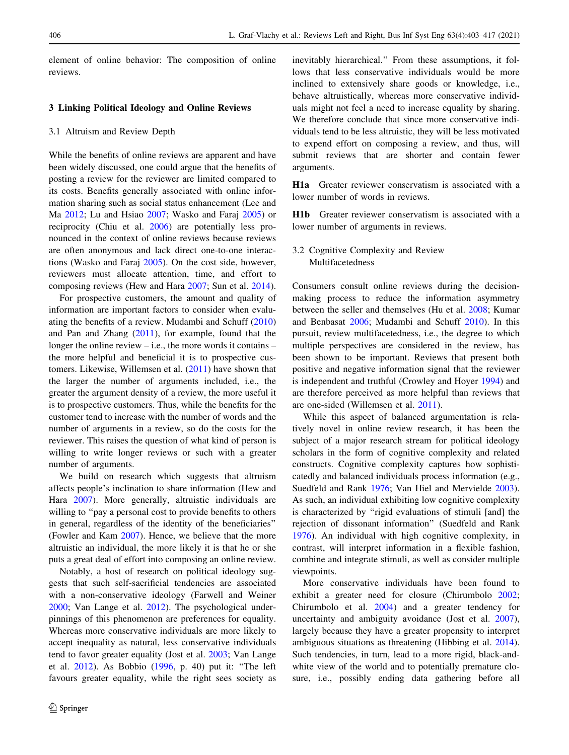element of online behavior: The composition of online reviews.

## 3 Linking Political Ideology and Online Reviews

### 3.1 Altruism and Review Depth

While the benefits of online reviews are apparent and have been widely discussed, one could argue that the benefits of posting a review for the reviewer are limited compared to its costs. Benefits generally associated with online information sharing such as social status enhancement (Lee and Ma 2012; Lu and Hsiao 2007; Wasko and Faraj 2005) or reciprocity (Chiu et al. 2006) are potentially less pronounced in the context of online reviews because reviews are often anonymous and lack direct one-to-one interactions (Wasko and Faraj 2005). On the cost side, however, reviewers must allocate attention, time, and effort to composing reviews (Hew and Hara 2007; Sun et al. 2014).

For prospective customers, the amount and quality of information are important factors to consider when evaluating the benefits of a review. Mudambi and Schuff (2010) and Pan and Zhang (2011), for example, found that the longer the online review – i.e., the more words it contains – the more helpful and beneficial it is to prospective customers. Likewise, Willemsen et al. (2011) have shown that the larger the number of arguments included, i.e., the greater the argument density of a review, the more useful it is to prospective customers. Thus, while the benefits for the customer tend to increase with the number of words and the number of arguments in a review, so do the costs for the reviewer. This raises the question of what kind of person is willing to write longer reviews or such with a greater number of arguments.

We build on research which suggests that altruism affects people's inclination to share information (Hew and Hara 2007). More generally, altruistic individuals are willing to "pay a personal cost to provide benefits to others in general, regardless of the identity of the beneficiaries" (Fowler and Kam 2007). Hence, we believe that the more altruistic an individual, the more likely it is that he or she puts a great deal of effort into composing an online review.

Notably, a host of research on political ideology suggests that such self-sacrificial tendencies are associated with a non-conservative ideology (Farwell and Weiner 2000; Van Lange et al. 2012). The psychological underpinnings of this phenomenon are preferences for equality. Whereas more conservative individuals are more likely to accept inequality as natural, less conservative individuals tend to favor greater equality (Jost et al. 2003; Van Lange et al. 2012). As Bobbio (1996, p. 40) put it: "The left favours greater equality, while the right sees society as inevitably hierarchical." From these assumptions, it follows that less conservative individuals would be more inclined to extensively share goods or knowledge, i.e., behave altruistically, whereas more conservative individuals might not feel a need to increase equality by sharing. We therefore conclude that since more conservative individuals tend to be less altruistic, they will be less motivated to expend effort on composing a review, and thus, will submit reviews that are shorter and contain fewer arguments.

**H1a** Greater reviewer conservatism is associated with a lower number of words in reviews.

**H1b** Greater reviewer conservatism is associated with a lower number of arguments in reviews.

### 3.2 Cognitive Complexity and Review Multifacetedness

Consumers consult online reviews during the decision-making process to reduce the information asymmetry between the seller and themselves (Hu et al. 2008; Kumar and Benbasat 2006; Mudambi and Schuff 2010). In this pursuit, review multifacetedness, i.e., the degree to which multiple perspectives are considered in the review, has been shown to be important. Reviews that present both positive and negative information signal that the reviewer is independent and truthful (Crowley and Hoyer 1994) and are therefore perceived as more helpful than reviews that are one-sided (Willemsen et al. 2011).

While this aspect of balanced argumentation is relatively novel in online review research, it has been the subject of a major research stream for political ideology scholars in the form of cognitive complexity and related constructs. Cognitive complexity captures how sophisticatedly and balanced individuals process information (e.g., Suedfeld and Rank 1976; Van Hiel and Mervielde 2003). As such, an individual exhibiting low cognitive complexity is characterized by "rigid evaluations of stimuli [and] the rejection of dissonant information" (Suedfeld and Rank 1976). An individual with high cognitive complexity, in contrast, will interpret information in a flexible fashion, combine and integrate stimuli, as well as consider multiple viewpoints.

More conservative individuals have been found to exhibit a greater need for closure (Chirumbolo 2002; Chirumbolo et al. 2004) and a greater tendency for uncertainty and ambiguity avoidance (Jost et al. 2007), largely because they have a greater propensity to interpret ambiguous situations as threatening (Hibbing et al. 2014). Such tendencies, in turn, lead to a more rigid, black-and-white view of the world and to potentially premature closure, i.e., possibly ending data gathering before all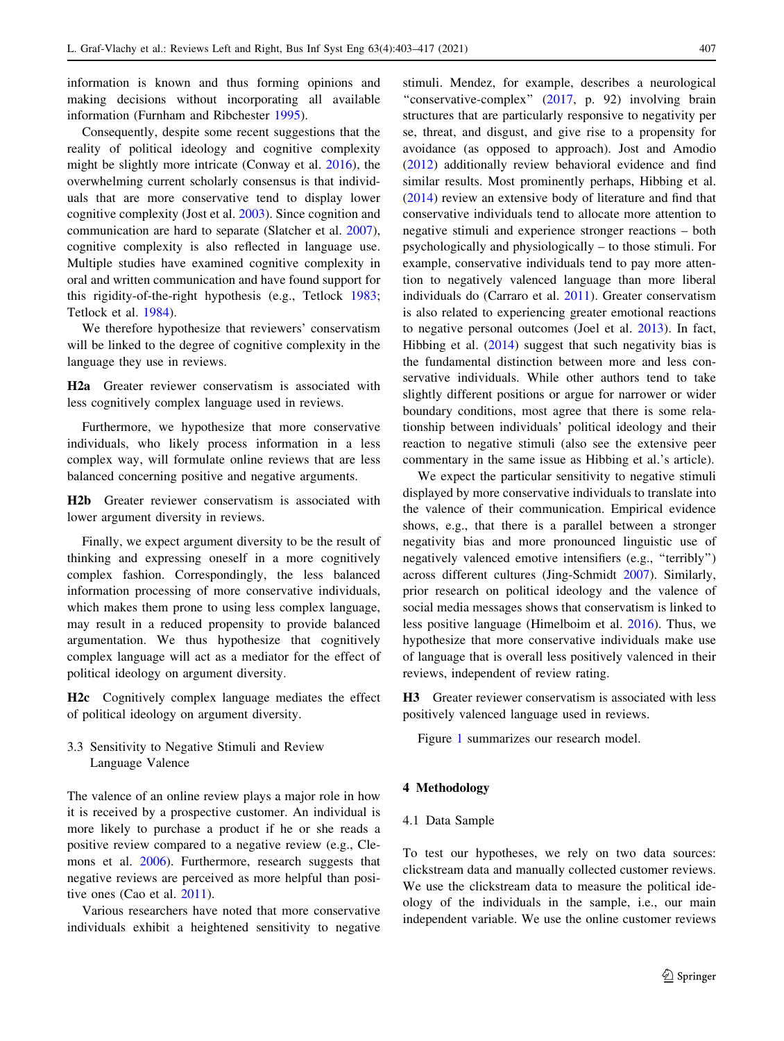information is known and thus forming opinions and making decisions without incorporating all available information (Furnham and Ribchester 1995).

Consequently, despite some recent suggestions that the reality of political ideology and cognitive complexity might be slightly more intricate (Conway et al. 2016), the overwhelming current scholarly consensus is that individuals that are more conservative tend to display lower cognitive complexity (Jost et al. 2003). Since cognition and communication are hard to separate (Slatcher et al. 2007), cognitive complexity is also reflected in language use. Multiple studies have examined cognitive complexity in oral and written communication and have found support for this rigidity-of-the-right hypothesis (e.g., Tetlock 1983; Tetlock et al. 1984).

We therefore hypothesize that reviewers' conservatism will be linked to the degree of cognitive complexity in the language they use in reviews.

**H2a** Greater reviewer conservatism is associated with less cognitively complex language used in reviews.

Furthermore, we hypothesize that more conservative individuals, who likely process information in a less complex way, will formulate online reviews that are less balanced concerning positive and negative arguments.

**H2b** Greater reviewer conservatism is associated with lower argument diversity in reviews.

Finally, we expect argument diversity to be the result of thinking and expressing oneself in a more cognitively complex fashion. Correspondingly, the less balanced information processing of more conservative individuals, which makes them prone to using less complex language, may result in a reduced propensity to provide balanced argumentation. We thus hypothesize that cognitively complex language will act as a mediator for the effect of political ideology on argument diversity.

**H2c** Cognitively complex language mediates the effect of political ideology on argument diversity.

### 3.3 Sensitivity to Negative Stimuli and Review Language Valence

The valence of an online review plays a major role in how it is received by a prospective customer. An individual is more likely to purchase a product if he or she reads a positive review compared to a negative review (e.g., Clemons et al. 2006). Furthermore, research suggests that negative reviews are perceived as more helpful than positive ones (Cao et al. 2011).

Various researchers have noted that more conservative individuals exhibit a heightened sensitivity to negative stimuli. Mendez, for example, describes a neurological "conservative-complex" (2017, p. 92) involving brain structures that are particularly responsive to negativity per se, threat, and disgust, and give rise to a propensity for avoidance (as opposed to approach). Jost and Amodio (2012) additionally review behavioral evidence and find similar results. Most prominently perhaps, Hibbing et al. (2014) review an extensive body of literature and find that conservative individuals tend to allocate more attention to negative stimuli and experience stronger reactions – both psychologically and physiologically – to those stimuli. For example, conservative individuals tend to pay more attention to negatively valenced language than more liberal individuals do (Carraro et al. 2011). Greater conservatism is also related to experiencing greater emotional reactions to negative personal outcomes (Joel et al. 2013). In fact, Hibbing et al. (2014) suggest that such negativity bias is the fundamental distinction between more and less conservative individuals. While other authors tend to take slightly different positions or argue for narrower or wider boundary conditions, most agree that there is some relationship between individuals' political ideology and their reaction to negative stimuli (also see the extensive peer commentary in the same issue as Hibbing et al.'s article).

We expect the particular sensitivity to negative stimuli displayed by more conservative individuals to translate into the valence of their communication. Empirical evidence shows, e.g., that there is a parallel between a stronger negativity bias and more pronounced linguistic use of negatively valenced emotive intensifiers (e.g., "terribly") across different cultures (Jing-Schmidt 2007). Similarly, prior research on political ideology and the valence of social media messages shows that conservatism is linked to less positive language (Himelboim et al. 2016). Thus, we hypothesize that more conservative individuals make use of language that is overall less positively valenced in their reviews, independent of review rating.

**H3** Greater reviewer conservatism is associated with less positively valenced language used in reviews.

Figure 1 summarizes our research model.

## 4 Methodology

### 4.1 Data Sample

To test our hypotheses, we rely on two data sources: clickstream data and manually collected customer reviews. We use the clickstream data to measure the political ideology of the individuals in the sample, i.e., our main independent variable. We use the online customer reviews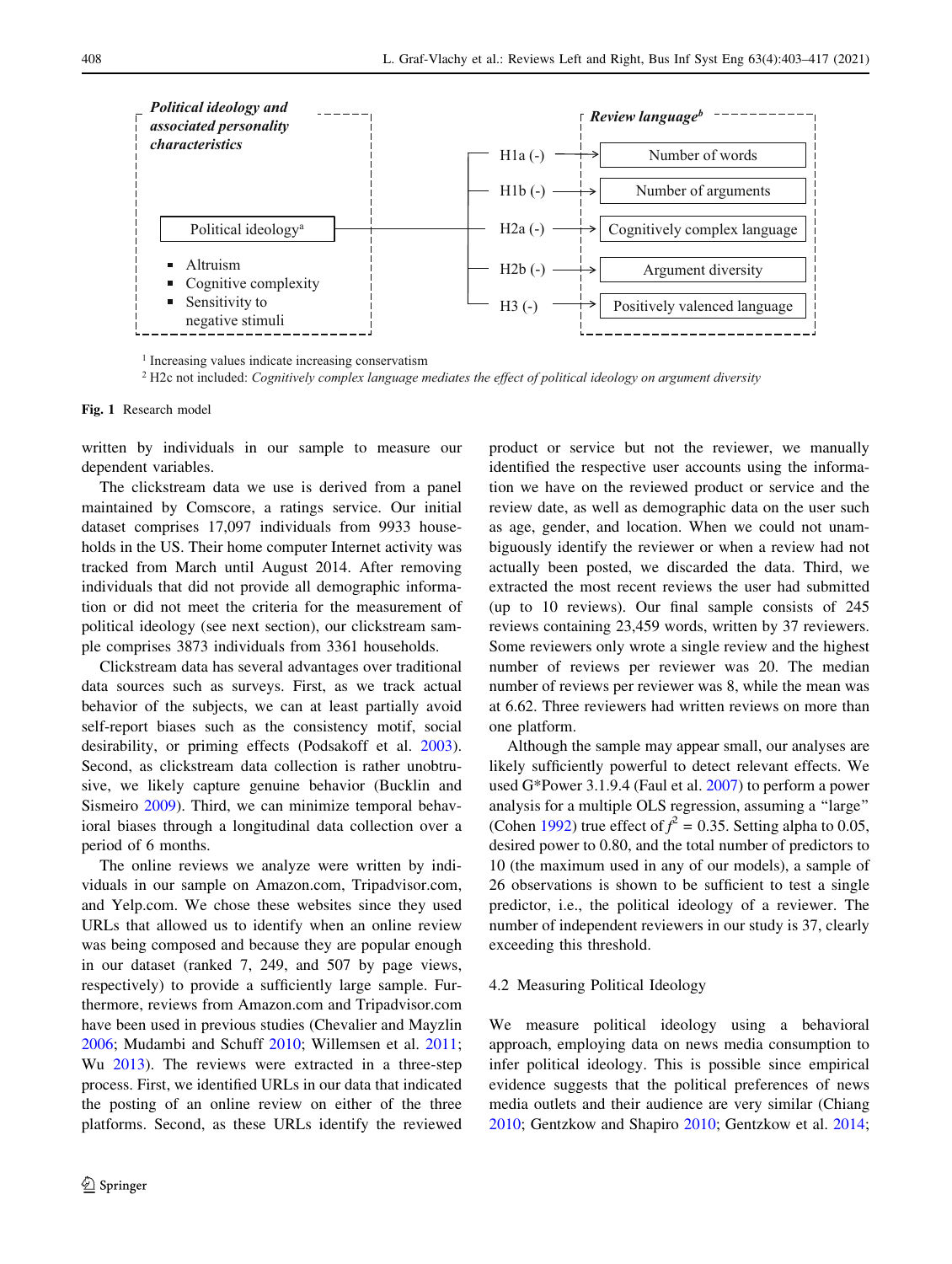**Political ideology and associated personality characteristics**

- Political ideology[a]
- Altruism
- Cognitive complexity
- Sensitivity to negative stimuli

**Review language[b]**

- H1a (-) → Number of words
- H1b (-) → Number of arguments
- H2a (-) → Cognitively complex language
- H2b (-) → Argument diversity
- H3 (-) → Positively valenced language

[1] Increasing values indicate increasing conservatism

[2] H2c not included: *Cognitively complex language mediates the effect of political ideology on argument diversity*

**Fig. 1** Research model

written by individuals in our sample to measure our dependent variables.

The clickstream data we use is derived from a panel maintained by Comscore, a ratings service. Our initial dataset comprises 17,097 individuals from 9933 households in the US. Their home computer Internet activity was tracked from March until August 2014. After removing individuals that did not provide all demographic information or did not meet the criteria for the measurement of political ideology (see next section), our clickstream sample comprises 3873 individuals from 3361 households.

Clickstream data has several advantages over traditional data sources such as surveys. First, as we track actual behavior of the subjects, we can at least partially avoid self-report biases such as the consistency motif, social desirability, or priming effects (Podsakoff et al. 2003). Second, as clickstream data collection is rather unobtrusive, we likely capture genuine behavior (Bucklin and Sismeiro 2009). Third, we can minimize temporal behavioral biases through a longitudinal data collection over a period of 6 months.

The online reviews we analyze were written by individuals in our sample on Amazon.com, Tripadvisor.com, and Yelp.com. We chose these websites since they used URLs that allowed us to identify when an online review was being composed and because they are popular enough in our dataset (ranked 7, 249, and 507 by page views, respectively) to provide a sufficiently large sample. Furthermore, reviews from Amazon.com and Tripadvisor.com have been used in previous studies (Chevalier and Mayzlin 2006; Mudambi and Schuff 2010; Willemsen et al. 2011; Wu 2013). The reviews were extracted in a three-step process. First, we identified URLs in our data that indicated the posting of an online review on either of the three platforms. Second, as these URLs identify the reviewed product or service but not the reviewer, we manually identified the respective user accounts using the information we have on the reviewed product or service and the review date, as well as demographic data on the user such as age, gender, and location. When we could not unambiguously identify the reviewer or when a review had not actually been posted, we discarded the data. Third, we extracted the most recent reviews the user had submitted (up to 10 reviews). Our final sample consists of 245 reviews containing 23,459 words, written by 37 reviewers. Some reviewers only wrote a single review and the highest number of reviews per reviewer was 20. The median number of reviews per reviewer was 8, while the mean was at 6.62. Three reviewers had written reviews on more than one platform.

Although the sample may appear small, our analyses are likely sufficiently powerful to detect relevant effects. We used G*Power 3.1.9.4 (Faul et al. 2007) to perform a power analysis for a multiple OLS regression, assuming a "large" (Cohen 1992) true effect of $f^2 = 0.35$. Setting alpha to 0.05, desired power to 0.80, and the total number of predictors to 10 (the maximum used in any of our models), a sample of 26 observations is shown to be sufficient to test a single predictor, i.e., the political ideology of a reviewer. The number of independent reviewers in our study is 37, clearly exceeding this threshold.

### 4.2 Measuring Political Ideology

We measure political ideology using a behavioral approach, employing data on news media consumption to infer political ideology. This is possible since empirical evidence suggests that the political preferences of news media outlets and their audience are very similar (Chiang 2010; Gentzkow and Shapiro 2010; Gentzkow et al. 2014;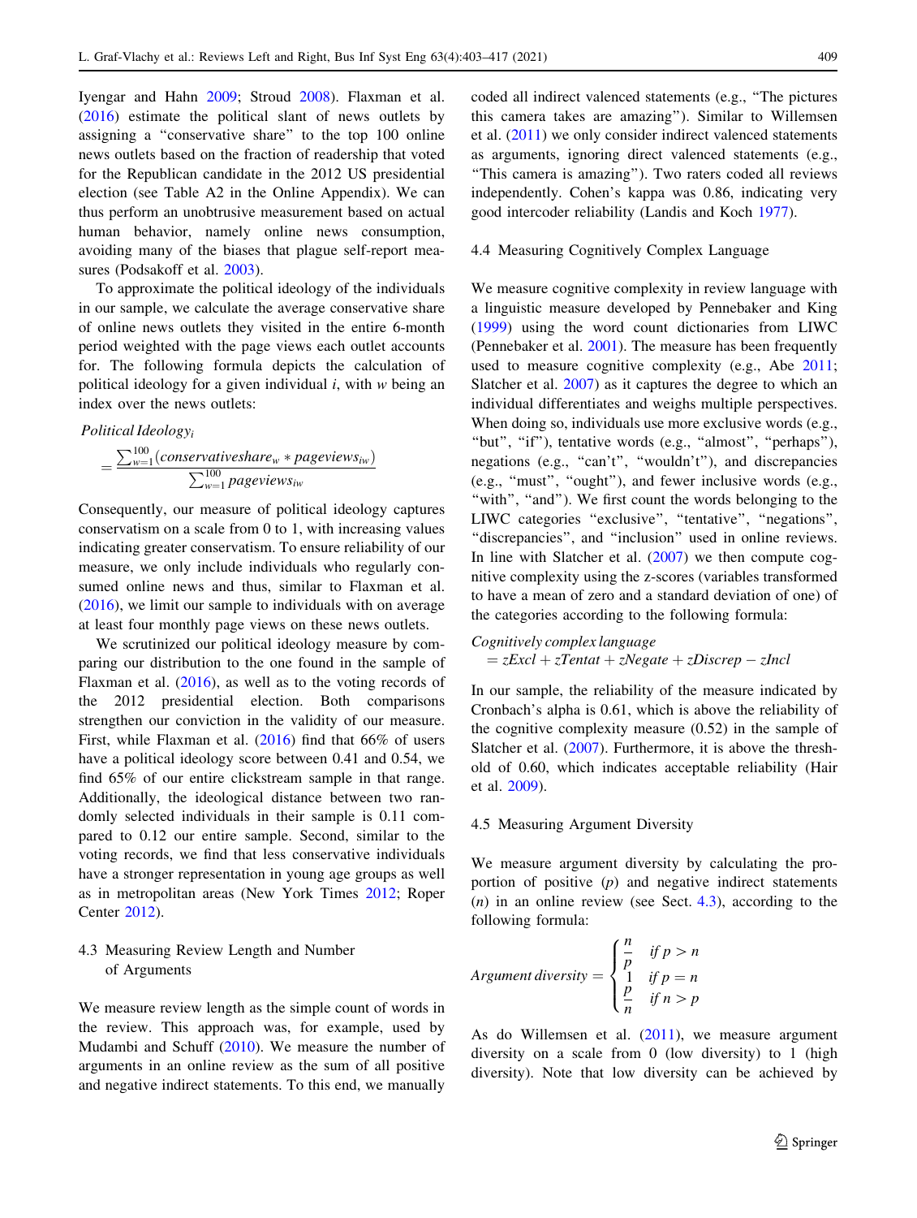Iyengar and Hahn 2009; Stroud 2008). Flaxman et al. (2016) estimate the political slant of news outlets by assigning a "conservative share" to the top 100 online news outlets based on the fraction of readership that voted for the Republican candidate in the 2012 US presidential election (see Table A2 in the Online Appendix). We can thus perform an unobtrusive measurement based on actual human behavior, namely online news consumption, avoiding many of the biases that plague self-report measures (Podsakoff et al. 2003).

To approximate the political ideology of the individuals in our sample, we calculate the average conservative share of online news outlets they visited in the entire 6-month period weighted with the page views each outlet accounts for. The following formula depicts the calculation of political ideology for a given individual *i*, with *w* being an index over the news outlets:

$$Political\,Ideology_i = \frac{\sum_{w=1}^{100}(conservativeshare_w * pageviews_{iw})}{\sum_{w=1}^{100} pageviews_{iw}}$$

Consequently, our measure of political ideology captures conservatism on a scale from 0 to 1, with increasing values indicating greater conservatism. To ensure reliability of our measure, we only include individuals who regularly consumed online news and thus, similar to Flaxman et al. (2016), we limit our sample to individuals with on average at least four monthly page views on these news outlets.

We scrutinized our political ideology measure by comparing our distribution to the one found in the sample of Flaxman et al. (2016), as well as to the voting records of the 2012 presidential election. Both comparisons strengthen our conviction in the validity of our measure. First, while Flaxman et al. (2016) find that 66% of users have a political ideology score between 0.41 and 0.54, we find 65% of our entire clickstream sample in that range. Additionally, the ideological distance between two randomly selected individuals in their sample is 0.11 compared to 0.12 our entire sample. Second, similar to the voting records, we find that less conservative individuals have a stronger representation in young age groups as well as in metropolitan areas (New York Times 2012; Roper Center 2012).

### 4.3 Measuring Review Length and Number of Arguments

We measure review length as the simple count of words in the review. This approach was, for example, used by Mudambi and Schuff (2010). We measure the number of arguments in an online review as the sum of all positive and negative indirect statements. To this end, we manually coded all indirect valenced statements (e.g., "The pictures this camera takes are amazing"). Similar to Willemsen et al. (2011) we only consider indirect valenced statements as arguments, ignoring direct valenced statements (e.g., "This camera is amazing"). Two raters coded all reviews independently. Cohen's kappa was 0.86, indicating very good intercoder reliability (Landis and Koch 1977).

### 4.4 Measuring Cognitively Complex Language

We measure cognitive complexity in review language with a linguistic measure developed by Pennebaker and King (1999) using the word count dictionaries from LIWC (Pennebaker et al. 2001). The measure has been frequently used to measure cognitive complexity (e.g., Abe 2011; Slatcher et al. 2007) as it captures the degree to which an individual differentiates and weighs multiple perspectives. When doing so, individuals use more exclusive words (e.g., "but", "if"), tentative words (e.g., "almost", "perhaps"), negations (e.g., "can't", "wouldn't"), and discrepancies (e.g., "must", "ought"), and fewer inclusive words (e.g., "with", "and"). We first count the words belonging to the LIWC categories "exclusive", "tentative", "negations", "discrepancies", and "inclusion" used in online reviews. In line with Slatcher et al. (2007) we then compute cognitive complexity using the z-scores (variables transformed to have a mean of zero and a standard deviation of one) of the categories according to the following formula:

$$Cognitively\,complex\,language = zExcl + zTentat + zNegate + zDiscrep - zIncl$$

In our sample, the reliability of the measure indicated by Cronbach's alpha is 0.61, which is above the reliability of the cognitive complexity measure (0.52) in the sample of Slatcher et al. (2007). Furthermore, it is above the threshold of 0.60, which indicates acceptable reliability (Hair et al. 2009).

### 4.5 Measuring Argument Diversity

We measure argument diversity by calculating the proportion of positive ($p$) and negative indirect statements ($n$) in an online review (see Sect. 4.3), according to the following formula:

$$Argument\,diversity = \begin{cases} \frac{n}{p} & if\ p > n \\ 1 & if\ p = n \\ \frac{p}{n} & if\ n > p \end{cases}$$

As do Willemsen et al. (2011), we measure argument diversity on a scale from 0 (low diversity) to 1 (high diversity). Note that low diversity can be achieved by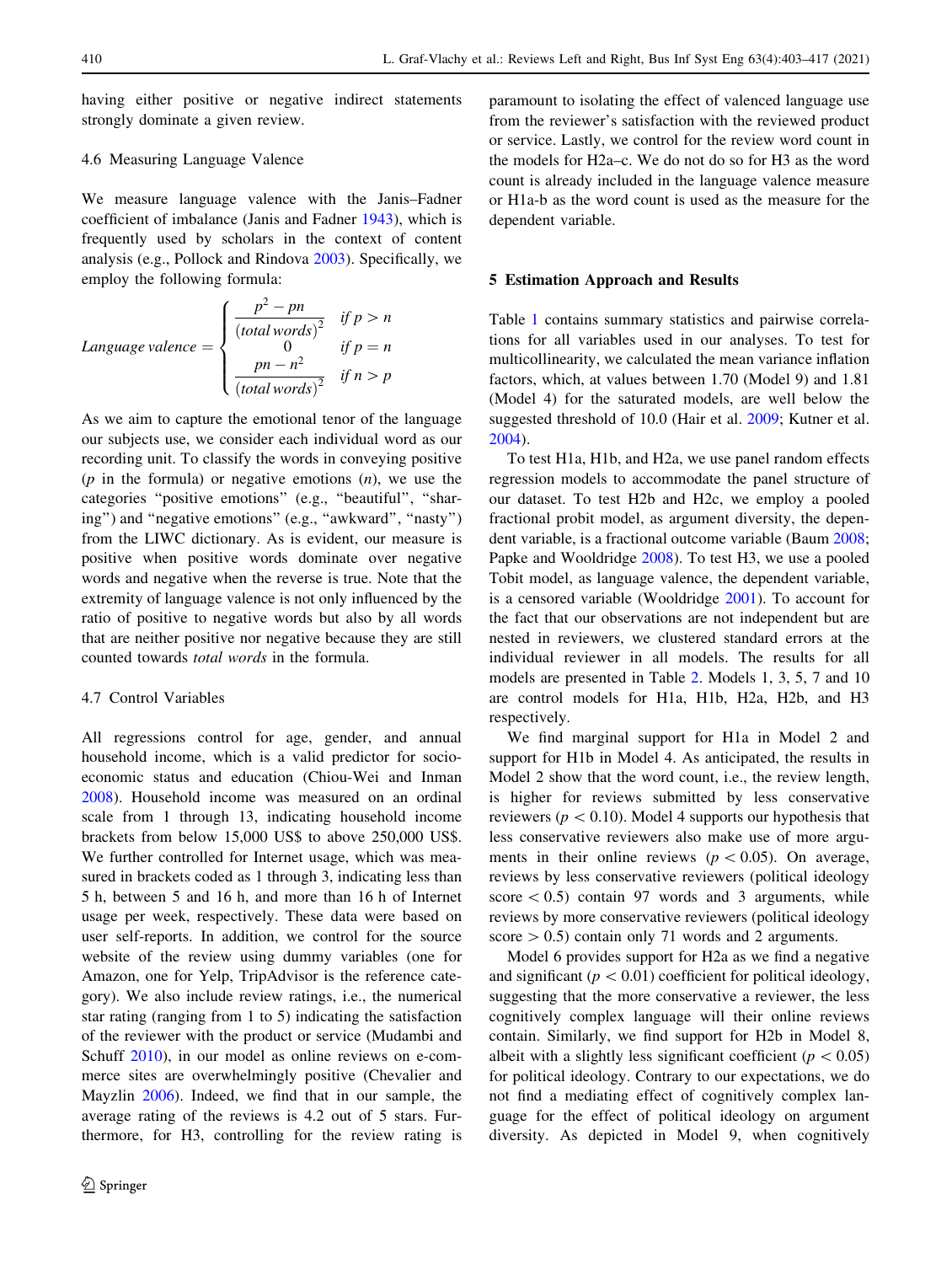having either positive or negative indirect statements strongly dominate a given review.

### 4.6 Measuring Language Valence

We measure language valence with the Janis–Fadner coefficient of imbalance (Janis and Fadner 1943), which is frequently used by scholars in the context of content analysis (e.g., Pollock and Rindova 2003). Specifically, we employ the following formula:

$$
Language\ valence = \begin{cases} \dfrac{p^2 - pn}{(total\ words)^2} & if\ p > n \\ 0 & if\ p = n \\ \dfrac{pn - n^2}{(total\ words)^2} & if\ n > p \end{cases}
$$

As we aim to capture the emotional tenor of the language our subjects use, we consider each individual word as our recording unit. To classify the words in conveying positive ($p$ in the formula) or negative emotions ($n$), we use the categories "positive emotions" (e.g., "beautiful", "sharing") and "negative emotions" (e.g., "awkward", "nasty") from the LIWC dictionary. As is evident, our measure is positive when positive words dominate over negative words and negative when the reverse is true. Note that the extremity of language valence is not only influenced by the ratio of positive to negative words but also by all words that are neither positive nor negative because they are still counted towards *total words* in the formula.

### 4.7 Control Variables

All regressions control for age, gender, and annual household income, which is a valid predictor for socio-economic status and education (Chiou-Wei and Inman 2008). Household income was measured on an ordinal scale from 1 through 13, indicating household income brackets from below 15,000 US$ to above 250,000 US$. We further controlled for Internet usage, which was measured in brackets coded as 1 through 3, indicating less than 5 h, between 5 and 16 h, and more than 16 h of Internet usage per week, respectively. These data were based on user self-reports. In addition, we control for the source website of the review using dummy variables (one for Amazon, one for Yelp, TripAdvisor is the reference category). We also include review ratings, i.e., the numerical star rating (ranging from 1 to 5) indicating the satisfaction of the reviewer with the product or service (Mudambi and Schuff 2010), in our model as online reviews on e-commerce sites are overwhelmingly positive (Chevalier and Mayzlin 2006). Indeed, we find that in our sample, the average rating of the reviews is 4.2 out of 5 stars. Furthermore, for H3, controlling for the review rating is paramount to isolating the effect of valenced language use from the reviewer's satisfaction with the reviewed product or service. Lastly, we control for the review word count in the models for H2a–c. We do not do so for H3 as the word count is already included in the language valence measure or H1a-b as the word count is used as the measure for the dependent variable.

## 5 Estimation Approach and Results

Table 1 contains summary statistics and pairwise correlations for all variables used in our analyses. To test for multicollinearity, we calculated the mean variance inflation factors, which, at values between 1.70 (Model 9) and 1.81 (Model 4) for the saturated models, are well below the suggested threshold of 10.0 (Hair et al. 2009; Kutner et al. 2004).

To test H1a, H1b, and H2a, we use panel random effects regression models to accommodate the panel structure of our dataset. To test H2b and H2c, we employ a pooled fractional probit model, as argument diversity, the dependent variable, is a fractional outcome variable (Baum 2008; Papke and Wooldridge 2008). To test H3, we use a pooled Tobit model, as language valence, the dependent variable, is a censored variable (Wooldridge 2001). To account for the fact that our observations are not independent but are nested in reviewers, we clustered standard errors at the individual reviewer in all models. The results for all models are presented in Table 2. Models 1, 3, 5, 7 and 10 are control models for H1a, H1b, H2a, H2b, and H3 respectively.

We find marginal support for H1a in Model 2 and support for H1b in Model 4. As anticipated, the results in Model 2 show that the word count, i.e., the review length, is higher for reviews submitted by less conservative reviewers ($p < 0.10$). Model 4 supports our hypothesis that less conservative reviewers also make use of more arguments in their online reviews ($p < 0.05$). On average, reviews by less conservative reviewers (political ideology score $< 0.5$) contain 97 words and 3 arguments, while reviews by more conservative reviewers (political ideology score $> 0.5$) contain only 71 words and 2 arguments.

Model 6 provides support for H2a as we find a negative and significant ($p < 0.01$) coefficient for political ideology, suggesting that the more conservative a reviewer, the less cognitively complex language will their online reviews contain. Similarly, we find support for H2b in Model 8, albeit with a slightly less significant coefficient ($p < 0.05$) for political ideology. Contrary to our expectations, we do not find a mediating effect of cognitively complex language for the effect of political ideology on argument diversity. As depicted in Model 9, when cognitively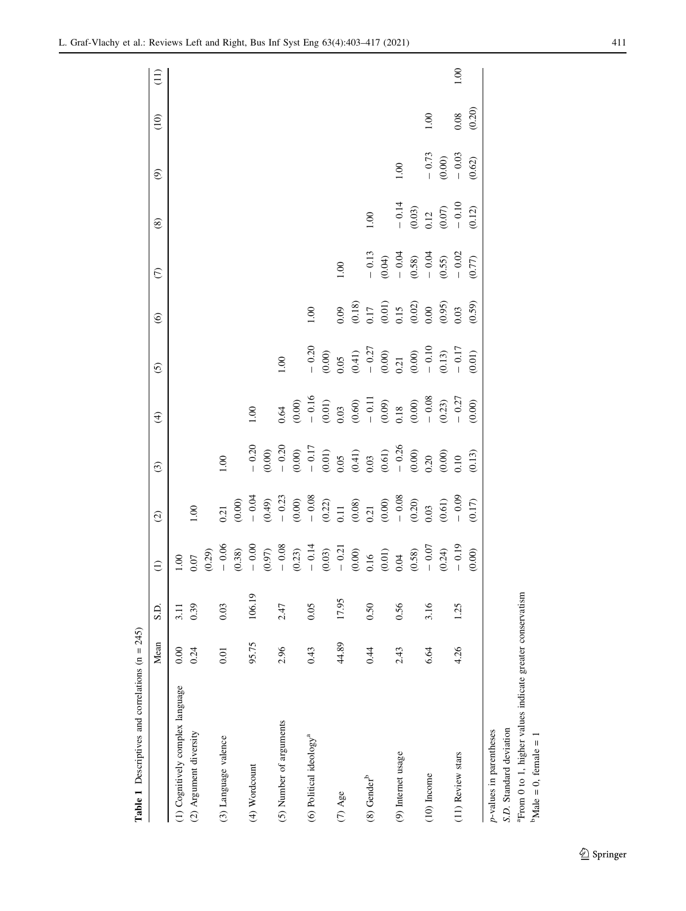**Table 1** Descriptives and correlations (n = 245)

| | Mean | S.D. | (1) | (2) | (3) | (4) | (5) | (6) | (7) | (8) | (9) | (10) | (11) |
|---|---|---|---|---|---|---|---|---|---|---|---|---|---|
| (1) Cognitively complex language | 0.00 | 3.11 | 1.00 | | | | | | | | | | |
| (2) Argument diversity | 0.24 | 0.39 | 0.07 | 1.00 | | | | | | | | | |
| | | | (0.29) | | | | | | | | | | |
| (3) Language valence | 0.01 | 0.03 | − 0.06 | 0.21 | 1.00 | | | | | | | | |
| | | | (0.38) | (0.00) | | | | | | | | | |
| (4) Wordcount | 95.75 | 106.19 | − 0.00 | − 0.04 | − 0.20 | 1.00 | | | | | | | |
| | | | (0.97) | (0.49) | (0.00) | | | | | | | | |
| (5) Number of arguments | 2.96 | 2.47 | − 0.08 | − 0.23 | − 0.20 | 0.64 | 1.00 | | | | | | |
| | | | (0.23) | (0.00) | (0.00) | (0.00) | | | | | | | |
| (6) Political ideology[a] | 0.43 | 0.05 | − 0.14 | − 0.08 | − 0.17 | − 0.16 | − 0.20 | 1.00 | | | | | |
| | | | (0.03) | (0.22) | (0.01) | (0.01) | (0.00) | | | | | | |
| (7) Age | 44.89 | 17.95 | − 0.21 | 0.11 | 0.05 | 0.03 | 0.05 | 0.09 | 1.00 | | | | |
| | | | (0.00) | (0.08) | (0.41) | (0.60) | (0.41) | (0.18) | | | | | |
| (8) Gender[b] | 0.44 | 0.50 | 0.16 | 0.21 | 0.03 | − 0.11 | − 0.27 | 0.17 | − 0.13 | 1.00 | | | |
| | | | (0.01) | (0.00) | (0.61) | (0.09) | (0.00) | (0.01) | (0.04) | | | | |
| (9) Internet usage | 2.43 | 0.56 | 0.04 | − 0.08 | − 0.26 | 0.18 | 0.21 | 0.15 | − 0.04 | − 0.14 | 1.00 | | |
| | | | (0.58) | (0.20) | (0.00) | (0.00) | (0.00) | (0.02) | (0.58) | (0.03) | | | |
| (10) Income | 6.64 | 3.16 | − 0.07 | 0.03 | 0.20 | − 0.08 | − 0.10 | 0.00 | − 0.04 | 0.12 | − 0.73 | 1.00 | |
| | | | (0.24) | (0.61) | (0.00) | (0.23) | (0.13) | (0.95) | (0.55) | (0.07) | (0.00) | | |
| (11) Review stars | 4.26 | 1.25 | − 0.19 | − 0.09 | 0.10 | − 0.27 | − 0.17 | 0.03 | − 0.02 | − 0.10 | − 0.03 | 0.08 | 1.00 |
| | | | (0.00) | (0.17) | (0.13) | (0.00) | (0.01) | (0.59) | (0.77) | (0.12) | (0.62) | (0.20) | |

*p*-values in parentheses

*S.D.* Standard deviation

[a]From 0 to 1, higher values indicate greater conservatism

[b]Male = 0, female = 1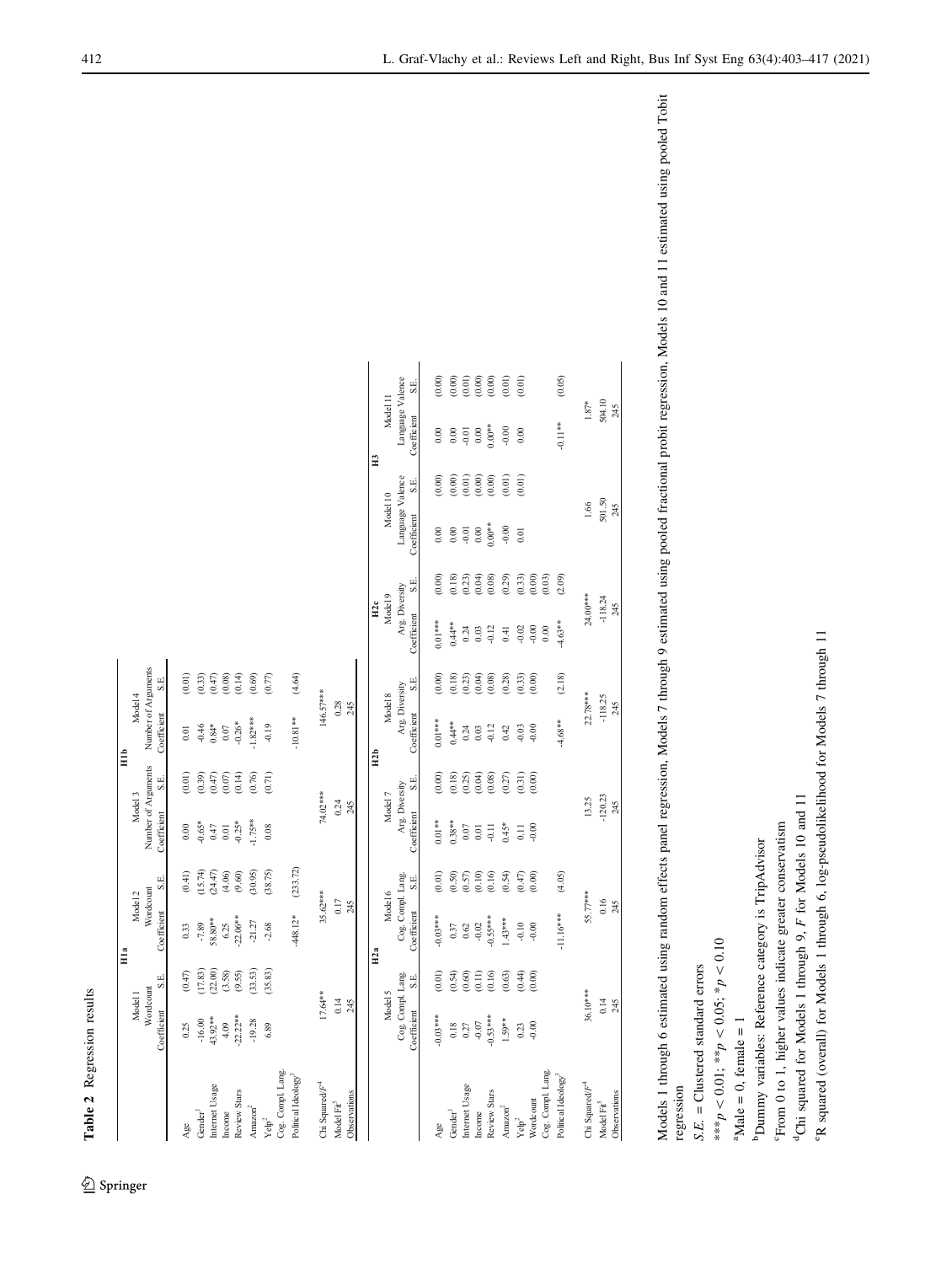**Table 2** Regression results

| | H1a | | | | H1b | | | |
|---|---|---|---|---|---|---|---|---|
| | Model 1 | | Model 2 | | Model 3 | | Model 4 | |
| | Wordcount | | Wordcount | | Number of Arguments | | Number of Arguments | |
| | Coefficient | S.E. | Coefficient | S.E. | Coefficient | S.E. | Coefficient | S.E. |
| Age | 0.25 | (0.47) | 0.33 | (0.41) | 0.00 | (0.01) | 0.01 | (0.01) |
| Gender[a] | -16.00 | (17.83) | -7.89 | (15.74) | -0.65* | (0.39) | -0.46 | (0.33) |
| Internet Usage | 43.92** | (22.00) | 58.80** | (24.47) | 0.47 | (0.47) | 0.84* | (0.47) |
| Income | 4.09 | (3.58) | 6.25 | (4.06) | 0.01 | (0.07) | 0.07 | (0.08) |
| Review Stars | -22.22** | (9.55) | -22.06** | (9.60) | -0.25* | (0.14) | -0.26* | (0.14) |
| Amazon[b] | -19.28 | (33.53) | -21.27 | (30.95) | -1.75** | (0.76) | -1.82*** | (0.69) |
| Yelp[b] | 6.89 | (35.83) | -2.68 | (38.75) | 0.08 | (0.71) | -0.19 | (0.77) |
| Cog. Compl. Lang. | | | | | | | | |
| Political Ideology[c] | | | -448.12* | (233.72) | | | -10.81** | (4.64) |
| Chi Squared/F[d] | 17.64** | | 35.62*** | | 74.02*** | | 146.57*** | |
| Model Fit[e] | 0.14 | | 0.17 | | 0.24 | | 0.28 | |
| Observations | 245 | | 245 | | 245 | | 245 | |

| | H2a | | | | H2b | | | | H2c | | H3 | | | |
|---|---|---|---|---|---|---|---|---|---|---|---|---|---|---|
| | Model 5 | | Model 6 | | Model 7 | | Model 8 | | Model 9 | | Model 10 | | Model 11 | |
| | Cog. Compl. Lang. | | Cog. Compl. Lang. | | Arg. Diversity | | Arg. Diversity | | Arg. Diversity | | Language Valence | | Language Valence | |
| | Coefficient | S.E. | Coefficient | S.E. | Coefficient | S.E. | Coefficient | S.E. | Coefficient | S.E. | Coefficient | S.E. | Coefficient | S.E. |
| Age | -0.03*** | (0.01) | -0.03*** | (0.01) | 0.01** | (0.00) | 0.01*** | (0.00) | 0.01*** | (0.00) | 0.00 | (0.00) | 0.00 | (0.00) |
| Gender[a] | 0.18 | (0.54) | 0.37 | (0.50) | 0.38** | (0.18) | 0.44** | (0.18) | 0.44** | (0.18) | 0.00 | (0.00) | 0.00 | (0.00) |
| Internet Usage | 0.27 | (0.60) | 0.62 | (0.57) | 0.07 | (0.25) | 0.24 | (0.23) | 0.24 | (0.23) | -0.01 | (0.01) | -0.01 | (0.01) |
| Income | -0.07 | (0.11) | -0.02 | (0.10) | 0.01 | (0.04) | 0.03 | (0.04) | 0.03 | (0.04) | 0.00 | (0.00) | 0.00 | (0.00) |
| Review Stars | -0.53*** | (0.16) | -0.55*** | (0.16) | -0.11 | (0.08) | -0.12 | (0.08) | -0.12 | (0.08) | 0.00** | (0.00) | 0.00** | (0.00) |
| Amazon[b] | 1.59** | (0.63) | 1.43*** | (0.54) | 0.45* | (0.27) | 0.42 | (0.28) | 0.41 | (0.29) | -0.00 | (0.01) | -0.00 | (0.01) |
| Yelp[b] | 0.23 | (0.44) | -0.10 | (0.47) | 0.11 | (0.31) | -0.03 | (0.33) | -0.02 | (0.33) | 0.01 | (0.01) | 0.00 | (0.01) |
| Wordcount | -0.00 | (0.00) | -0.00 | (0.00) | -0.00 | (0.00) | -0.00 | (0.00) | -0.00 | (0.00) | | | | |
| Cog. Compl. Lang. | | | | | | | | | 0.00 | (0.03) | | | | |
| Political Ideology[c] | | | -11.16*** | (4.05) | | | -4.68** | (2.18) | -4.63** | (2.09) | | | -0.11** | (0.05) |
| Chi Squared/F[d] | 36.10*** | | 55.77*** | | 13.25 | | 22.78*** | | 24.00*** | | 1.66 | | 1.87* | |
| Model Fit[e] | 0.14 | | 0.16 | | -120.23 | | -118.25 | | -118.24 | | 501.50 | | 504.10 | |
| Observations | 245 | | 245 | | 245 | | 245 | | 245 | | 245 | | 245 | |

Models 1 through 6 estimated using random effects panel regression, Models 7 through 9 estimated using pooled fractional probit regression, Models 10 and 11 estimated using pooled Tobit regression

*S.E.* = Clustered standard errors

***$p < 0.01$; **$p < 0.05$; *$p < 0.10$

[a]Male = 0, female = 1

[b]Dummy variables: Reference category is TripAdvisor

[c]From 0 to 1, higher values indicate greater conservatism

[d]Chi squared for Models 1 through 9, *F* for Models 10 and 11

[e]R squared (overall) for Models 1 through 6, log-pseudolikelihood for Models 7 through 11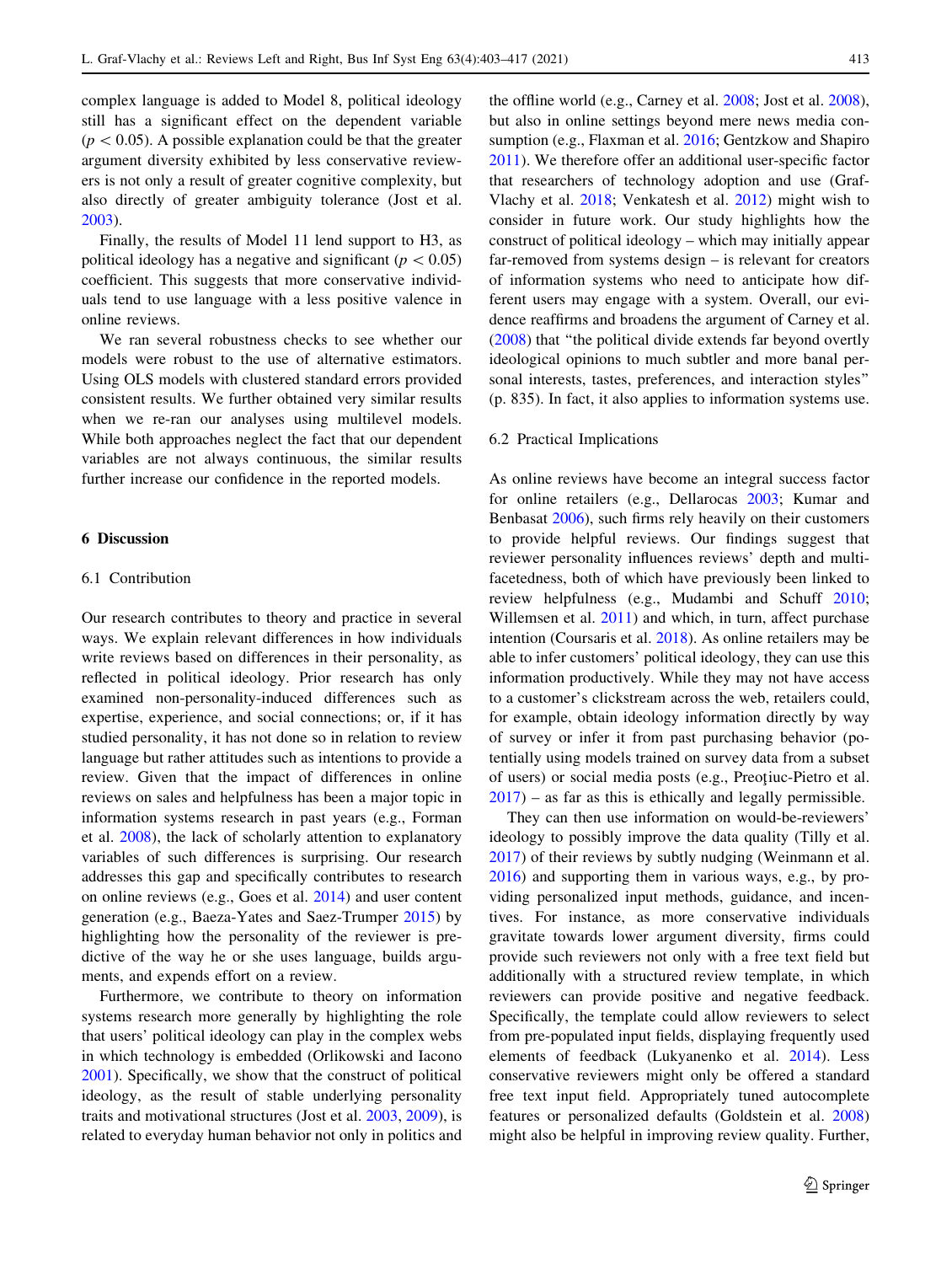complex language is added to Model 8, political ideology still has a significant effect on the dependent variable ($p < 0.05$). A possible explanation could be that the greater argument diversity exhibited by less conservative reviewers is not only a result of greater cognitive complexity, but also directly of greater ambiguity tolerance (Jost et al. 2003).

Finally, the results of Model 11 lend support to H3, as political ideology has a negative and significant ($p < 0.05$) coefficient. This suggests that more conservative individuals tend to use language with a less positive valence in online reviews.

We ran several robustness checks to see whether our models were robust to the use of alternative estimators. Using OLS models with clustered standard errors provided consistent results. We further obtained very similar results when we re-ran our analyses using multilevel models. While both approaches neglect the fact that our dependent variables are not always continuous, the similar results further increase our confidence in the reported models.

## 6 Discussion

### 6.1 Contribution

Our research contributes to theory and practice in several ways. We explain relevant differences in how individuals write reviews based on differences in their personality, as reflected in political ideology. Prior research has only examined non-personality-induced differences such as expertise, experience, and social connections; or, if it has studied personality, it has not done so in relation to review language but rather attitudes such as intentions to provide a review. Given that the impact of differences in online reviews on sales and helpfulness has been a major topic in information systems research in past years (e.g., Forman et al. 2008), the lack of scholarly attention to explanatory variables of such differences is surprising. Our research addresses this gap and specifically contributes to research on online reviews (e.g., Goes et al. 2014) and user content generation (e.g., Baeza-Yates and Saez-Trumper 2015) by highlighting how the personality of the reviewer is predictive of the way he or she uses language, builds arguments, and expends effort on a review.

Furthermore, we contribute to theory on information systems research more generally by highlighting the role that users' political ideology can play in the complex webs in which technology is embedded (Orlikowski and Iacono 2001). Specifically, we show that the construct of political ideology, as the result of stable underlying personality traits and motivational structures (Jost et al. 2003, 2009), is related to everyday human behavior not only in politics and the offline world (e.g., Carney et al. 2008; Jost et al. 2008), but also in online settings beyond mere news media consumption (e.g., Flaxman et al. 2016; Gentzkow and Shapiro 2011). We therefore offer an additional user-specific factor that researchers of technology adoption and use (Graf-Vlachy et al. 2018; Venkatesh et al. 2012) might wish to consider in future work. Our study highlights how the construct of political ideology – which may initially appear far-removed from systems design – is relevant for creators of information systems who need to anticipate how different users may engage with a system. Overall, our evidence reaffirms and broadens the argument of Carney et al. (2008) that "the political divide extends far beyond overtly ideological opinions to much subtler and more banal personal interests, tastes, preferences, and interaction styles" (p. 835). In fact, it also applies to information systems use.

### 6.2 Practical Implications

As online reviews have become an integral success factor for online retailers (e.g., Dellarocas 2003; Kumar and Benbasat 2006), such firms rely heavily on their customers to provide helpful reviews. Our findings suggest that reviewer personality influences reviews' depth and multi-facetedness, both of which have previously been linked to review helpfulness (e.g., Mudambi and Schuff 2010; Willemsen et al. 2011) and which, in turn, affect purchase intention (Coursaris et al. 2018). As online retailers may be able to infer customers' political ideology, they can use this information productively. While they may not have access to a customer's clickstream across the web, retailers could, for example, obtain ideology information directly by way of survey or infer it from past purchasing behavior (potentially using models trained on survey data from a subset of users) or social media posts (e.g., Preoţiuc-Pietro et al. 2017) – as far as this is ethically and legally permissible.

They can then use information on would-be-reviewers' ideology to possibly improve the data quality (Tilly et al. 2017) of their reviews by subtly nudging (Weinmann et al. 2016) and supporting them in various ways, e.g., by providing personalized input methods, guidance, and incentives. For instance, as more conservative individuals gravitate towards lower argument diversity, firms could provide such reviewers not only with a free text field but additionally with a structured review template, in which reviewers can provide positive and negative feedback. Specifically, the template could allow reviewers to select from pre-populated input fields, displaying frequently used elements of feedback (Lukyanenko et al. 2014). Less conservative reviewers might only be offered a standard free text input field. Appropriately tuned autocomplete features or personalized defaults (Goldstein et al. 2008) might also be helpful in improving review quality. Further,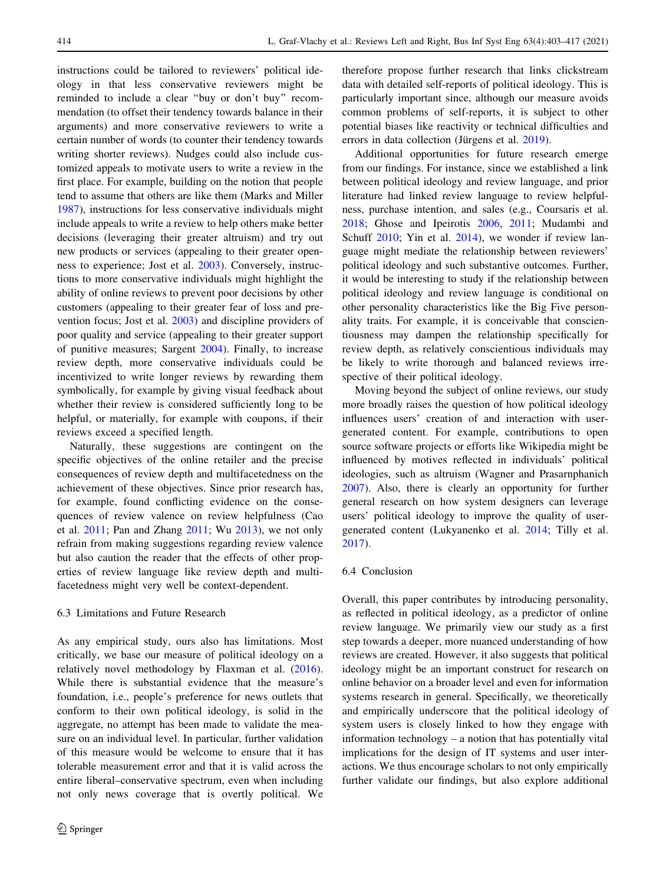instructions could be tailored to reviewers' political ideology in that less conservative reviewers might be reminded to include a clear "buy or don't buy" recommendation (to offset their tendency towards balance in their arguments) and more conservative reviewers to write a certain number of words (to counter their tendency towards writing shorter reviews). Nudges could also include customized appeals to motivate users to write a review in the first place. For example, building on the notion that people tend to assume that others are like them (Marks and Miller 1987), instructions for less conservative individuals might include appeals to write a review to help others make better decisions (leveraging their greater altruism) and try out new products or services (appealing to their greater openness to experience; Jost et al. 2003). Conversely, instructions to more conservative individuals might highlight the ability of online reviews to prevent poor decisions by other customers (appealing to their greater fear of loss and prevention focus; Jost et al. 2003) and discipline providers of poor quality and service (appealing to their greater support of punitive measures; Sargent 2004). Finally, to increase review depth, more conservative individuals could be incentivized to write longer reviews by rewarding them symbolically, for example by giving visual feedback about whether their review is considered sufficiently long to be helpful, or materially, for example with coupons, if their reviews exceed a specified length.

Naturally, these suggestions are contingent on the specific objectives of the online retailer and the precise consequences of review depth and multifacetedness on the achievement of these objectives. Since prior research has, for example, found conflicting evidence on the consequences of review valence on review helpfulness (Cao et al. 2011; Pan and Zhang 2011; Wu 2013), we not only refrain from making suggestions regarding review valence but also caution the reader that the effects of other properties of review language like review depth and multifacetedness might very well be context-dependent.

### 6.3 Limitations and Future Research

As any empirical study, ours also has limitations. Most critically, we base our measure of political ideology on a relatively novel methodology by Flaxman et al. (2016). While there is substantial evidence that the measure's foundation, i.e., people's preference for news outlets that conform to their own political ideology, is solid in the aggregate, no attempt has been made to validate the measure on an individual level. In particular, further validation of this measure would be welcome to ensure that it has tolerable measurement error and that it is valid across the entire liberal–conservative spectrum, even when including not only news coverage that is overtly political. We therefore propose further research that links clickstream data with detailed self-reports of political ideology. This is particularly important since, although our measure avoids common problems of self-reports, it is subject to other potential biases like reactivity or technical difficulties and errors in data collection (Jürgens et al. 2019).

Additional opportunities for future research emerge from our findings. For instance, since we established a link between political ideology and review language, and prior literature had linked review language to review helpfulness, purchase intention, and sales (e.g., Coursaris et al. 2018; Ghose and Ipeirotis 2006, 2011; Mudambi and Schuff 2010; Yin et al. 2014), we wonder if review language might mediate the relationship between reviewers' political ideology and such substantive outcomes. Further, it would be interesting to study if the relationship between political ideology and review language is conditional on other personality characteristics like the Big Five personality traits. For example, it is conceivable that conscientiousness may dampen the relationship specifically for review depth, as relatively conscientious individuals may be likely to write thorough and balanced reviews irrespective of their political ideology.

Moving beyond the subject of online reviews, our study more broadly raises the question of how political ideology influences users' creation of and interaction with user-generated content. For example, contributions to open source software projects or efforts like Wikipedia might be influenced by motives reflected in individuals' political ideologies, such as altruism (Wagner and Prasarnphanich 2007). Also, there is clearly an opportunity for further general research on how system designers can leverage users' political ideology to improve the quality of user-generated content (Lukyanenko et al. 2014; Tilly et al. 2017).

### 6.4 Conclusion

Overall, this paper contributes by introducing personality, as reflected in political ideology, as a predictor of online review language. We primarily view our study as a first step towards a deeper, more nuanced understanding of how reviews are created. However, it also suggests that political ideology might be an important construct for research on online behavior on a broader level and even for information systems research in general. Specifically, we theoretically and empirically underscore that the political ideology of system users is closely linked to how they engage with information technology – a notion that has potentially vital implications for the design of IT systems and user interactions. We thus encourage scholars to not only empirically further validate our findings, but also explore additional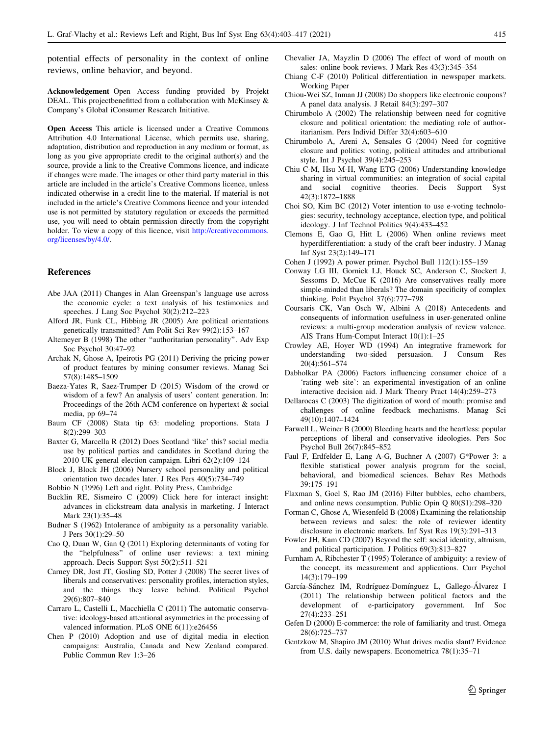potential effects of personality in the context of online reviews, online behavior, and beyond.

**Acknowledgement** Open Access funding provided by Projekt DEAL. This projectbenefitted from a collaboration with McKinsey & Company's Global iConsumer Research Initiative.

**Open Access** This article is licensed under a Creative Commons Attribution 4.0 International License, which permits use, sharing, adaptation, distribution and reproduction in any medium or format, as long as you give appropriate credit to the original author(s) and the source, provide a link to the Creative Commons licence, and indicate if changes were made. The images or other third party material in this article are included in the article's Creative Commons licence, unless indicated otherwise in a credit line to the material. If material is not included in the article's Creative Commons licence and your intended use is not permitted by statutory regulation or exceeds the permitted use, you will need to obtain permission directly from the copyright holder. To view a copy of this licence, visit http://creativecommons.org/licenses/by/4.0/.

## References

Abe JAA (2011) Changes in Alan Greenspan's language use across the economic cycle: a text analysis of his testimonies and speeches. J Lang Soc Psychol 30(2):212–223

Alford JR, Funk CL, Hibbing JR (2005) Are political orientations genetically transmitted? Am Polit Sci Rev 99(2):153–167

Altemeyer B (1998) The other "authoritarian personality". Adv Exp Soc Psychol 30:47–92

Archak N, Ghose A, Ipeirotis PG (2011) Deriving the pricing power of product features by mining consumer reviews. Manag Sci 57(8):1485–1509

Baeza-Yates R, Saez-Trumper D (2015) Wisdom of the crowd or wisdom of a few? An analysis of users' content generation. In: Proceedings of the 26th ACM conference on hypertext & social media, pp 69–74

Baum CF (2008) Stata tip 63: modeling proportions. Stata J 8(2):299–303

Baxter G, Marcella R (2012) Does Scotland 'like' this? social media use by political parties and candidates in Scotland during the 2010 UK general election campaign. Libri 62(2):109–124

Block J, Block JH (2006) Nursery school personality and political orientation two decades later. J Res Pers 40(5):734–749

Bobbio N (1996) Left and right. Polity Press, Cambridge

Bucklin RE, Sismeiro C (2009) Click here for interact insight: advances in clickstream data analysis in marketing. J Interact Mark 23(1):35–48

Budner S (1962) Intolerance of ambiguity as a personality variable. J Pers 30(1):29–50

Cao Q, Duan W, Gan Q (2011) Exploring determinants of voting for the "helpfulness" of online user reviews: a text mining approach. Decis Support Syst 50(2):511–521

Carney DR, Jost JT, Gosling SD, Potter J (2008) The secret lives of liberals and conservatives: personality profiles, interaction styles, and the things they leave behind. Political Psychol 29(6):807–840

Carraro L, Castelli L, Macchiella C (2011) The automatic conservative: ideology-based attentional asymmetries in the processing of valenced information. PLoS ONE 6(11):e26456

Chen P (2010) Adoption and use of digital media in election campaigns: Australia, Canada and New Zealand compared. Public Commun Rev 1:3–26

Chevalier JA, Mayzlin D (2006) The effect of word of mouth on sales: online book reviews. J Mark Res 43(3):345–354

Chiang C-F (2010) Political differentiation in newspaper markets. Working Paper

Chiou-Wei SZ, Inman JJ (2008) Do shoppers like electronic coupons? A panel data analysis. J Retail 84(3):297–307

Chirumbolo A (2002) The relationship between need for cognitive closure and political orientation: the mediating role of authoritarianism. Pers Individ Differ 32(4):603–610

Chirumbolo A, Areni A, Sensales G (2004) Need for cognitive closure and politics: voting, political attitudes and attributional style. Int J Psychol 39(4):245–253

Chiu C-M, Hsu M-H, Wang ETG (2006) Understanding knowledge sharing in virtual communities: an integration of social capital and social cognitive theories. Decis Support Syst 42(3):1872–1888

Choi SO, Kim BC (2012) Voter intention to use e-voting technologies: security, technology acceptance, election type, and political ideology. J Inf Technol Politics 9(4):433–452

Clemons E, Gao G, Hitt L (2006) When online reviews meet hyperdifferentiation: a study of the craft beer industry. J Manag Inf Syst 23(2):149–171

Cohen J (1992) A power primer. Psychol Bull 112(1):155–159

Conway LG III, Gornick LJ, Houck SC, Anderson C, Stockert J, Sessoms D, McCue K (2016) Are conservatives really more simple-minded than liberals? The domain specificity of complex thinking. Polit Psychol 37(6):777–798

Coursaris CK, Van Osch W, Albini A (2018) Antecedents and consequents of information usefulness in user-generated online reviews: a multi-group moderation analysis of review valence. AIS Trans Hum-Comput Interact 10(1):1–25

Crowley AE, Hoyer WD (1994) An integrative framework for understanding two-sided persuasion. J Consum Res 20(4):561–574

Dabholkar PA (2006) Factors influencing consumer choice of a 'rating web site': an experimental investigation of an online interactive decision aid. J Mark Theory Pract 14(4):259–273

Dellarocas C (2003) The digitization of word of mouth: promise and challenges of online feedback mechanisms. Manag Sci 49(10):1407–1424

Farwell L, Weiner B (2000) Bleeding hearts and the heartless: popular perceptions of liberal and conservative ideologies. Pers Soc Psychol Bull 26(7):845–852

Faul F, Erdfelder E, Lang A-G, Buchner A (2007) G*Power 3: a flexible statistical power analysis program for the social, behavioral, and biomedical sciences. Behav Res Methods 39:175–191

Flaxman S, Goel S, Rao JM (2016) Filter bubbles, echo chambers, and online news consumption. Public Opin Q 80(S1):298–320

Forman C, Ghose A, Wiesenfeld B (2008) Examining the relationship between reviews and sales: the role of reviewer identity disclosure in electronic markets. Inf Syst Res 19(3):291–313

Fowler JH, Kam CD (2007) Beyond the self: social identity, altruism, and political participation. J Politics 69(3):813–827

Furnham A, Ribchester T (1995) Tolerance of ambiguity: a review of the concept, its measurement and applications. Curr Psychol 14(3):179–199

García-Sánchez IM, Rodríguez-Domínguez L, Gallego-Álvarez I (2011) The relationship between political factors and the development of e-participatory government. Inf Soc 27(4):233–251

Gefen D (2000) E-commerce: the role of familiarity and trust. Omega 28(6):725–737

Gentzkow M, Shapiro JM (2010) What drives media slant? Evidence from U.S. daily newspapers. Econometrica 78(1):35–71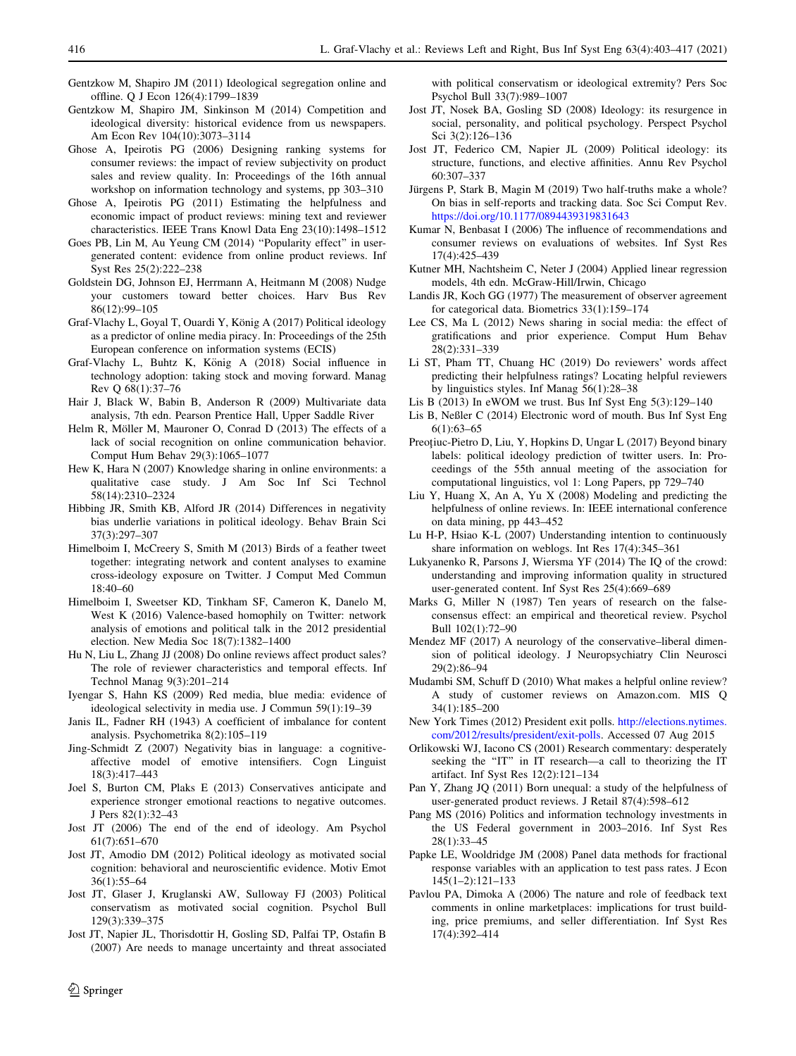Gentzkow M, Shapiro JM (2011) Ideological segregation online and offline. Q J Econ 126(4):1799–1839

Gentzkow M, Shapiro JM, Sinkinson M (2014) Competition and ideological diversity: historical evidence from us newspapers. Am Econ Rev 104(10):3073–3114

Ghose A, Ipeirotis PG (2006) Designing ranking systems for consumer reviews: the impact of review subjectivity on product sales and review quality. In: Proceedings of the 16th annual workshop on information technology and systems, pp 303–310

Ghose A, Ipeirotis PG (2011) Estimating the helpfulness and economic impact of product reviews: mining text and reviewer characteristics. IEEE Trans Knowl Data Eng 23(10):1498–1512

Goes PB, Lin M, Au Yeung CM (2014) "Popularity effect" in user-generated content: evidence from online product reviews. Inf Syst Res 25(2):222–238

Goldstein DG, Johnson EJ, Herrmann A, Heitmann M (2008) Nudge your customers toward better choices. Harv Bus Rev 86(12):99–105

Graf-Vlachy L, Goyal T, Ouardi Y, König A (2017) Political ideology as a predictor of online media piracy. In: Proceedings of the 25th European conference on information systems (ECIS)

Graf-Vlachy L, Buhtz K, König A (2018) Social influence in technology adoption: taking stock and moving forward. Manag Rev Q 68(1):37–76

Hair J, Black W, Babin B, Anderson R (2009) Multivariate data analysis, 7th edn. Pearson Prentice Hall, Upper Saddle River

Helm R, Möller M, Mauroner O, Conrad D (2013) The effects of a lack of social recognition on online communication behavior. Comput Hum Behav 29(3):1065–1077

Hew K, Hara N (2007) Knowledge sharing in online environments: a qualitative case study. J Am Soc Inf Sci Technol 58(14):2310–2324

Hibbing JR, Smith KB, Alford JR (2014) Differences in negativity bias underlie variations in political ideology. Behav Brain Sci 37(3):297–307

Himelboim I, McCreery S, Smith M (2013) Birds of a feather tweet together: integrating network and content analyses to examine cross-ideology exposure on Twitter. J Comput Med Commun 18:40–60

Himelboim I, Sweetser KD, Tinkham SF, Cameron K, Danelo M, West K (2016) Valence-based homophily on Twitter: network analysis of emotions and political talk in the 2012 presidential election. New Media Soc 18(7):1382–1400

Hu N, Liu L, Zhang JJ (2008) Do online reviews affect product sales? The role of reviewer characteristics and temporal effects. Inf Technol Manag 9(3):201–214

Iyengar S, Hahn KS (2009) Red media, blue media: evidence of ideological selectivity in media use. J Commun 59(1):19–39

Janis IL, Fadner RH (1943) A coefficient of imbalance for content analysis. Psychometrika 8(2):105–119

Jing-Schmidt Z (2007) Negativity bias in language: a cognitive-affective model of emotive intensifiers. Cogn Linguist 18(3):417–443

Joel S, Burton CM, Plaks E (2013) Conservatives anticipate and experience stronger emotional reactions to negative outcomes. J Pers 82(1):32–43

Jost JT (2006) The end of the end of ideology. Am Psychol 61(7):651–670

Jost JT, Amodio DM (2012) Political ideology as motivated social cognition: behavioral and neuroscientific evidence. Motiv Emot 36(1):55–64

Jost JT, Glaser J, Kruglanski AW, Sulloway FJ (2003) Political conservatism as motivated social cognition. Psychol Bull 129(3):339–375

Jost JT, Napier JL, Thorisdottir H, Gosling SD, Palfai TP, Ostafin B (2007) Are needs to manage uncertainty and threat associated with political conservatism or ideological extremity? Pers Soc Psychol Bull 33(7):989–1007

Jost JT, Nosek BA, Gosling SD (2008) Ideology: its resurgence in social, personality, and political psychology. Perspect Psychol Sci 3(2):126–136

Jost JT, Federico CM, Napier JL (2009) Political ideology: its structure, functions, and elective affinities. Annu Rev Psychol 60:307–337

Jürgens P, Stark B, Magin M (2019) Two half-truths make a whole? On bias in self-reports and tracking data. Soc Sci Comput Rev. https://doi.org/10.1177/0894439319831643

Kumar N, Benbasat I (2006) The influence of recommendations and consumer reviews on evaluations of websites. Inf Syst Res 17(4):425–439

Kutner MH, Nachtsheim C, Neter J (2004) Applied linear regression models, 4th edn. McGraw-Hill/Irwin, Chicago

Landis JR, Koch GG (1977) The measurement of observer agreement for categorical data. Biometrics 33(1):159–174

Lee CS, Ma L (2012) News sharing in social media: the effect of gratifications and prior experience. Comput Hum Behav 28(2):331–339

Li ST, Pham TT, Chuang HC (2019) Do reviewers' words affect predicting their helpfulness ratings? Locating helpful reviewers by linguistics styles. Inf Manag 56(1):28–38

Lis B (2013) In eWOM we trust. Bus Inf Syst Eng 5(3):129–140

Lis B, Neßler C (2014) Electronic word of mouth. Bus Inf Syst Eng 6(1):63–65

Preoţiuc-Pietro D, Liu, Y, Hopkins D, Ungar L (2017) Beyond binary labels: political ideology prediction of twitter users. In: Proceedings of the 55th annual meeting of the association for computational linguistics, vol 1: Long Papers, pp 729–740

Liu Y, Huang X, An A, Yu X (2008) Modeling and predicting the helpfulness of online reviews. In: IEEE international conference on data mining, pp 443–452

Lu H-P, Hsiao K-L (2007) Understanding intention to continuously share information on weblogs. Int Res 17(4):345–361

Lukyanenko R, Parsons J, Wiersma YF (2014) The IQ of the crowd: understanding and improving information quality in structured user-generated content. Inf Syst Res 25(4):669–689

Marks G, Miller N (1987) Ten years of research on the false-consensus effect: an empirical and theoretical review. Psychol Bull 102(1):72–90

Mendez MF (2017) A neurology of the conservative–liberal dimension of political ideology. J Neuropsychiatry Clin Neurosci 29(2):86–94

Mudambi SM, Schuff D (2010) What makes a helpful online review? A study of customer reviews on Amazon.com. MIS Q 34(1):185–200

New York Times (2012) President exit polls. http://elections.nytimes.com/2012/results/president/exit-polls. Accessed 07 Aug 2015

Orlikowski WJ, Iacono CS (2001) Research commentary: desperately seeking the "IT" in IT research—a call to theorizing the IT artifact. Inf Syst Res 12(2):121–134

Pan Y, Zhang JQ (2011) Born unequal: a study of the helpfulness of user-generated product reviews. J Retail 87(4):598–612

Pang MS (2016) Politics and information technology investments in the US Federal government in 2003–2016. Inf Syst Res 28(1):33–45

Papke LE, Wooldridge JM (2008) Panel data methods for fractional response variables with an application to test pass rates. J Econ 145(1–2):121–133

Pavlou PA, Dimoka A (2006) The nature and role of feedback text comments in online marketplaces: implications for trust building, price premiums, and seller differentiation. Inf Syst Res 17(4):392–414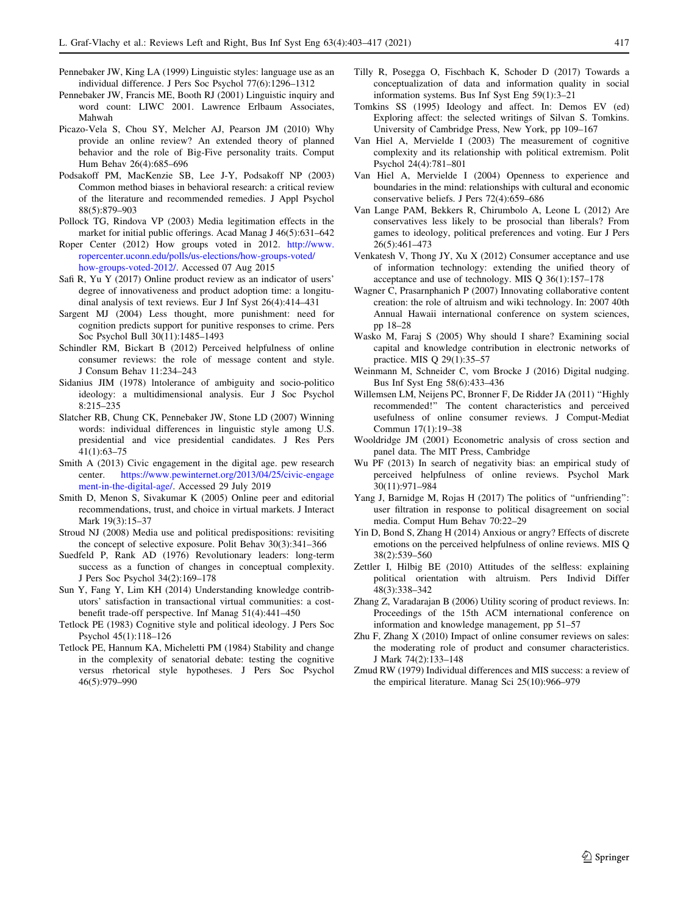Pennebaker JW, King LA (1999) Linguistic styles: language use as an individual difference. J Pers Soc Psychol 77(6):1296–1312

Pennebaker JW, Francis ME, Booth RJ (2001) Linguistic inquiry and word count: LIWC 2001. Lawrence Erlbaum Associates, Mahwah

Picazo-Vela S, Chou SY, Melcher AJ, Pearson JM (2010) Why provide an online review? An extended theory of planned behavior and the role of Big-Five personality traits. Comput Hum Behav 26(4):685–696

Podsakoff PM, MacKenzie SB, Lee J-Y, Podsakoff NP (2003) Common method biases in behavioral research: a critical review of the literature and recommended remedies. J Appl Psychol 88(5):879–903

Pollock TG, Rindova VP (2003) Media legitimation effects in the market for initial public offerings. Acad Manag J 46(5):631–642

Roper Center (2012) How groups voted in 2012. http://www.ropercenter.uconn.edu/polls/us-elections/how-groups-voted/how-groups-voted-2012/. Accessed 07 Aug 2015

Safi R, Yu Y (2017) Online product review as an indicator of users' degree of innovativeness and product adoption time: a longitudinal analysis of text reviews. Eur J Inf Syst 26(4):414–431

Sargent MJ (2004) Less thought, more punishment: need for cognition predicts support for punitive responses to crime. Pers Soc Psychol Bull 30(11):1485–1493

Schindler RM, Bickart B (2012) Perceived helpfulness of online consumer reviews: the role of message content and style. J Consum Behav 11:234–243

Sidanius JIM (1978) Intolerance of ambiguity and socio-politico ideology: a multidimensional analysis. Eur J Soc Psychol 8:215–235

Slatcher RB, Chung CK, Pennebaker JW, Stone LD (2007) Winning words: individual differences in linguistic style among U.S. presidential and vice presidential candidates. J Res Pers 41(1):63–75

Smith A (2013) Civic engagement in the digital age. pew research center. https://www.pewinternet.org/2013/04/25/civic-engagement-in-the-digital-age/. Accessed 29 July 2019

Smith D, Menon S, Sivakumar K (2005) Online peer and editorial recommendations, trust, and choice in virtual markets. J Interact Mark 19(3):15–37

Stroud NJ (2008) Media use and political predispositions: revisiting the concept of selective exposure. Polit Behav 30(3):341–366

Suedfeld P, Rank AD (1976) Revolutionary leaders: long-term success as a function of changes in conceptual complexity. J Pers Soc Psychol 34(2):169–178

Sun Y, Fang Y, Lim KH (2014) Understanding knowledge contributors' satisfaction in transactional virtual communities: a cost-benefit trade-off perspective. Inf Manag 51(4):441–450

Tetlock PE (1983) Cognitive style and political ideology. J Pers Soc Psychol 45(1):118–126

Tetlock PE, Hannum KA, Micheletti PM (1984) Stability and change in the complexity of senatorial debate: testing the cognitive versus rhetorical style hypotheses. J Pers Soc Psychol 46(5):979–990

Tilly R, Posegga O, Fischbach K, Schoder D (2017) Towards a conceptualization of data and information quality in social information systems. Bus Inf Syst Eng 59(1):3–21

Tomkins SS (1995) Ideology and affect. In: Demos EV (ed) Exploring affect: the selected writings of Silvan S. Tomkins. University of Cambridge Press, New York, pp 109–167

Van Hiel A, Mervielde I (2003) The measurement of cognitive complexity and its relationship with political extremism. Polit Psychol 24(4):781–801

Van Hiel A, Mervielde I (2004) Openness to experience and boundaries in the mind: relationships with cultural and economic conservative beliefs. J Pers 72(4):659–686

Van Lange PAM, Bekkers R, Chirumbolo A, Leone L (2012) Are conservatives less likely to be prosocial than liberals? From games to ideology, political preferences and voting. Eur J Pers 26(5):461–473

Venkatesh V, Thong JY, Xu X (2012) Consumer acceptance and use of information technology: extending the unified theory of acceptance and use of technology. MIS Q 36(1):157–178

Wagner C, Prasarnphanich P (2007) Innovating collaborative content creation: the role of altruism and wiki technology. In: 2007 40th Annual Hawaii international conference on system sciences, pp 18–28

Wasko M, Faraj S (2005) Why should I share? Examining social capital and knowledge contribution in electronic networks of practice. MIS Q 29(1):35–57

Weinmann M, Schneider C, vom Brocke J (2016) Digital nudging. Bus Inf Syst Eng 58(6):433–436

Willemsen LM, Neijens PC, Bronner F, De Ridder JA (2011) "Highly recommended!" The content characteristics and perceived usefulness of online consumer reviews. J Comput-Mediat Commun 17(1):19–38

Wooldridge JM (2001) Econometric analysis of cross section and panel data. The MIT Press, Cambridge

Wu PF (2013) In search of negativity bias: an empirical study of perceived helpfulness of online reviews. Psychol Mark 30(11):971–984

Yang J, Barnidge M, Rojas H (2017) The politics of "unfriending": user filtration in response to political disagreement on social media. Comput Hum Behav 70:22–29

Yin D, Bond S, Zhang H (2014) Anxious or angry? Effects of discrete emotions on the perceived helpfulness of online reviews. MIS Q 38(2):539–560

Zettler I, Hilbig BE (2010) Attitudes of the selfless: explaining political orientation with altruism. Pers Individ Differ 48(3):338–342

Zhang Z, Varadarajan B (2006) Utility scoring of product reviews. In: Proceedings of the 15th ACM international conference on information and knowledge management, pp 51–57

Zhu F, Zhang X (2010) Impact of online consumer reviews on sales: the moderating role of product and consumer characteristics. J Mark 74(2):133–148

Zmud RW (1979) Individual differences and MIS success: a review of the empirical literature. Manag Sci 25(10):966–979